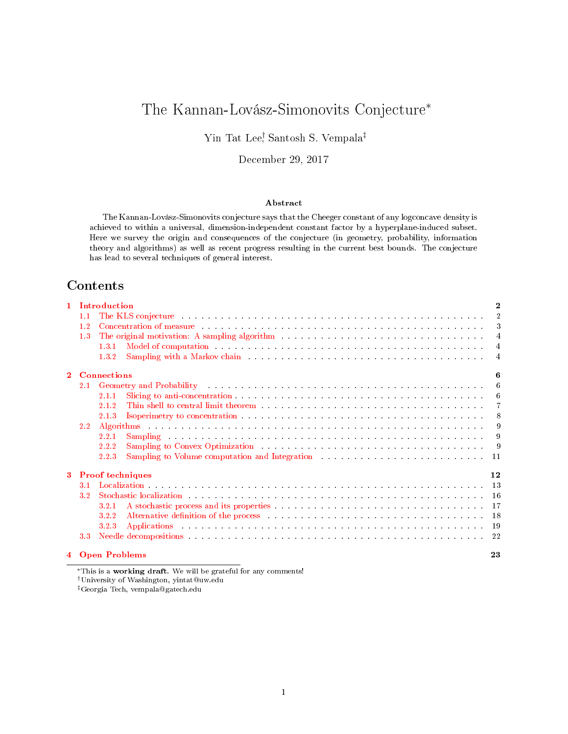# The Kannan-Lovász-Simonovits Conjecture*

Yin Tat Lee[†], Santosh S. Vempala[‡]

December 29, 2017

**Abstract**

The Kannan-Lovász-Simonovits conjecture says that the Cheeger constant of any logconcave density is achieved to within a universal, dimension-independent constant factor by a hyperplane-induced subset. Here we survey the origin and consequences of the conjecture (in geometry, probability, information theory and algorithms) as well as recent progress resulting in the current best bounds. The conjecture has lead to several techniques of general interest.

## Contents

- **1 Introduction** — 2
  - 1.1 The KLS conjecture — 2
  - 1.2 Concentration of measure — 3
  - 1.3 The original motivation: A sampling algorithm — 4
    - 1.3.1 Model of computation — 4
    - 1.3.2 Sampling with a Markov chain — 4
- **2 Connections** — 6
  - 2.1 Geometry and Probability — 6
    - 2.1.1 Slicing to anti-concentration — 6
    - 2.1.2 Thin shell to central limit theorem — 7
    - 2.1.3 Isoperimetry to concentration — 8
  - 2.2 Algorithms — 9
    - 2.2.1 Sampling — 9
    - 2.2.2 Sampling to Convex Optimization — 9
    - 2.2.3 Sampling to Volume computation and Integration — 11
- **3 Proof techniques** — 12
  - 3.1 Localization — 13
  - 3.2 Stochastic localization — 16
    - 3.2.1 A stochastic process and its properties — 17
    - 3.2.2 Alternative definition of the process — 18
    - 3.2.3 Applications — 19
  - 3.3 Needle decompositions — 22
- **4 Open Problems** — 23

*This is a **working draft**. We will be grateful for any comments!

[†]University of Washington, yintat@uw.edu

[‡]Georgia Tech, vempala@gatech.edu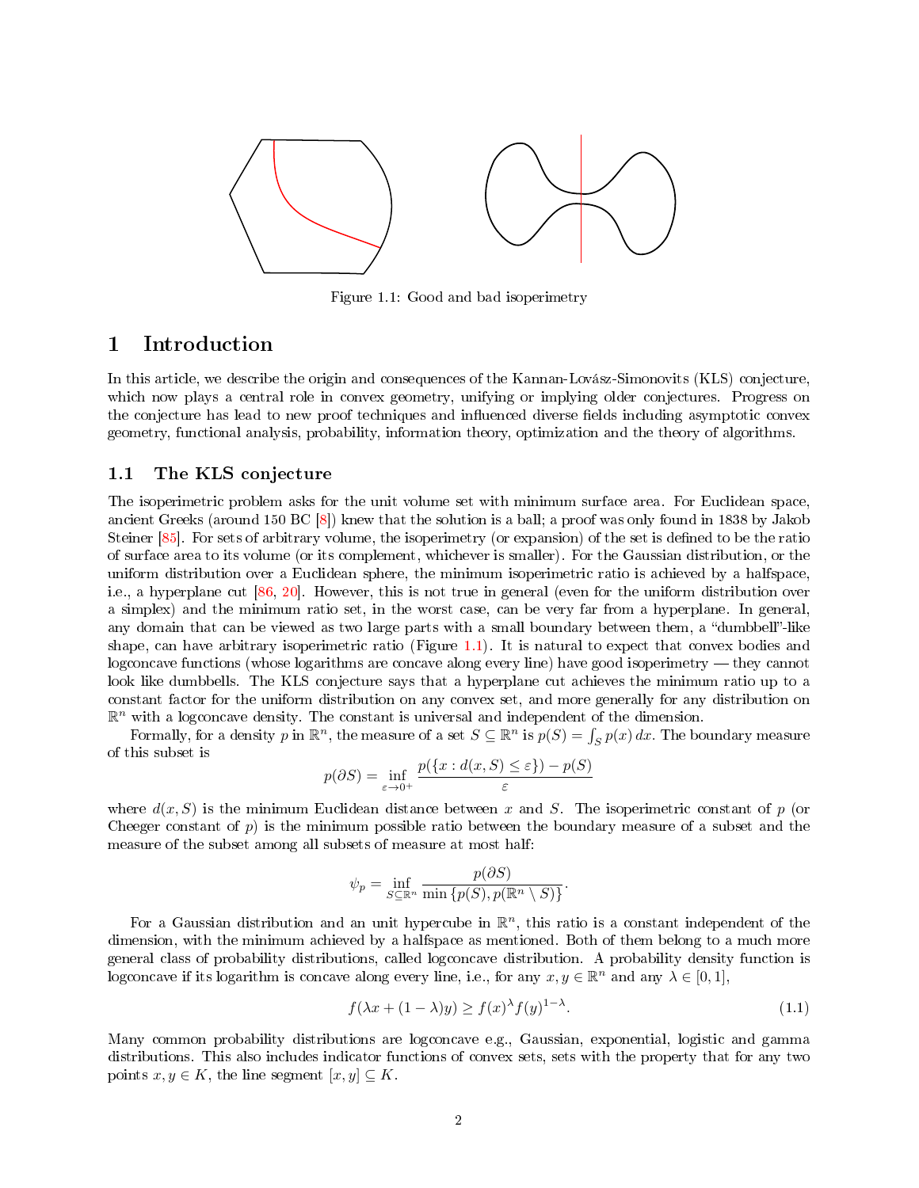Figure 1.1: Good and bad isoperimetry

# 1 Introduction

In this article, we describe the origin and consequences of the Kannan-Lovász-Simonovits (KLS) conjecture, which now plays a central role in convex geometry, unifying or implying older conjectures. Progress on the conjecture has lead to new proof techniques and influenced diverse fields including asymptotic convex geometry, functional analysis, probability, information theory, optimization and the theory of algorithms.

## 1.1 The KLS conjecture

The isoperimetric problem asks for the unit volume set with minimum surface area. For Euclidean space, ancient Greeks (around 150 BC [8]) knew that the solution is a ball; a proof was only found in 1838 by Jakob Steiner [85]. For sets of arbitrary volume, the isoperimetry (or expansion) of the set is defined to be the ratio of surface area to its volume (or its complement, whichever is smaller). For the Gaussian distribution, or the uniform distribution over a Euclidean sphere, the minimum isoperimetric ratio is achieved by a halfspace, i.e., a hyperplane cut [86, 20]. However, this is not true in general (even for the uniform distribution over a simplex) and the minimum ratio set, in the worst case, can be very far from a hyperplane. In general, any domain that can be viewed as two large parts with a small boundary between them, a "dumbbell"-like shape, can have arbitrary isoperimetric ratio (Figure 1.1). It is natural to expect that convex bodies and logconcave functions (whose logarithms are concave along every line) have good isoperimetry — they cannot look like dumbbells. The KLS conjecture says that a hyperplane cut achieves the minimum ratio up to a constant factor for the uniform distribution on any convex set, and more generally for any distribution on $\mathbb{R}^n$ with a logconcave density. The constant is universal and independent of the dimension.

Formally, for a density $p$ in $\mathbb{R}^n$, the measure of a set $S \subseteq \mathbb{R}^n$ is $p(S) = \int_S p(x)\, dx$. The boundary measure of this subset is

$$p(\partial S) = \inf_{\varepsilon \to 0^+} \frac{p(\{x : d(x, S) \leq \varepsilon\}) - p(S)}{\varepsilon}$$

where $d(x, S)$ is the minimum Euclidean distance between $x$ and $S$. The isoperimetric constant of $p$ (or Cheeger constant of $p$) is the minimum possible ratio between the boundary measure of a subset and the measure of the subset among all subsets of measure at most half:

$$\psi_p = \inf_{S \subseteq \mathbb{R}^n} \frac{p(\partial S)}{\min\{p(S), p(\mathbb{R}^n \setminus S)\}}.$$

For a Gaussian distribution and an unit hypercube in $\mathbb{R}^n$, this ratio is a constant independent of the dimension, with the minimum achieved by a halfspace as mentioned. Both of them belong to a much more general class of probability distributions, called logconcave distribution. A probability density function is logconcave if its logarithm is concave along every line, i.e., for any $x, y \in \mathbb{R}^n$ and any $\lambda \in [0, 1]$,

$$f(\lambda x + (1 - \lambda) y) \geq f(x)^{\lambda} f(y)^{1-\lambda}. \tag{1.1}$$

Many common probability distributions are logconcave e.g., Gaussian, exponential, logistic and gamma distributions. This also includes indicator functions of convex sets, sets with the property that for any two points $x, y \in K$, the line segment $[x, y] \subseteq K$.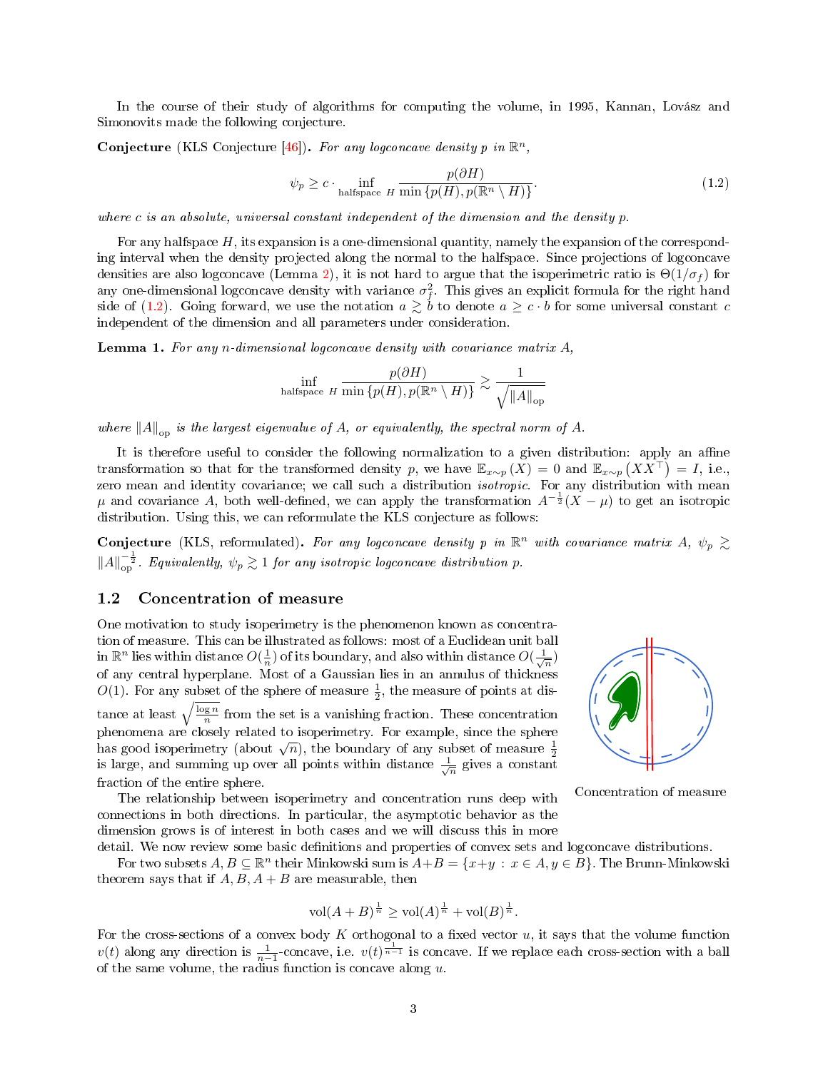In the course of their study of algorithms for computing the volume, in 1995, Kannan, Lovász and Simonovits made the following conjecture.

**Conjecture** (KLS Conjecture [46])**.** *For any logconcave density $p$ in $\mathbb{R}^n$,*

$$\psi_p \geq c \cdot \inf_{\text{halfspace } H} \frac{p(\partial H)}{\min\{p(H), p(\mathbb{R}^n \setminus H)\}}. \tag{1.2}$$

*where $c$ is an absolute, universal constant independent of the dimension and the density $p$.*

For any halfspace $H$, its expansion is a one-dimensional quantity, namely the expansion of the corresponding interval when the density projected along the normal to the halfspace. Since projections of logconcave densities are also logconcave (Lemma 2), it is not hard to argue that the isoperimetric ratio is $\Theta(1/\sigma_f)$ for any one-dimensional logconcave density with variance $\sigma_f^2$. This gives an explicit formula for the right hand side of (1.2). Going forward, we use the notation $a \gtrsim b$ to denote $a \geq c \cdot b$ for some universal constant $c$ independent of the dimension and all parameters under consideration.

**Lemma 1.** *For any $n$-dimensional logconcave density with covariance matrix $A$,*

$$\inf_{\text{halfspace } H} \frac{p(\partial H)}{\min\{p(H), p(\mathbb{R}^n \setminus H)\}} \gtrsim \frac{1}{\sqrt{\|A\|_{\text{op}}}}$$

*where $\|A\|_{\text{op}}$ is the largest eigenvalue of $A$, or equivalently, the spectral norm of $A$.*

It is therefore useful to consider the following normalization to a given distribution: apply an affine transformation so that for the transformed density $p$, we have $\mathbb{E}_{x\sim p}(X) = 0$ and $\mathbb{E}_{x\sim p}(XX^\top) = I$, i.e., zero mean and identity covariance; we call such a distribution *isotropic*. For any distribution with mean $\mu$ and covariance $A$, both well-defined, we can apply the transformation $A^{-\frac{1}{2}}(X - \mu)$ to get an isotropic distribution. Using this, we can reformulate the KLS conjecture as follows:

**Conjecture** (KLS, reformulated)**.** *For any logconcave density $p$ in $\mathbb{R}^n$ with covariance matrix $A$, $\psi_p \gtrsim \|A\|_{\text{op}}^{-\frac{1}{2}}$. Equivalently, $\psi_p \gtrsim 1$ for any isotropic logconcave distribution $p$.*

## 1.2 Concentration of measure

One motivation to study isoperimetry is the phenomenon known as concentration of measure. This can be illustrated as follows: most of a Euclidean unit ball in $\mathbb{R}^n$ lies within distance $O(\frac{1}{n})$ of its boundary, and also within distance $O(\frac{1}{\sqrt{n}})$ of any central hyperplane. Most of a Gaussian lies in an annulus of thickness $O(1)$. For any subset of the sphere of measure $\frac{1}{2}$, the measure of points at distance at least $\sqrt{\frac{\log n}{n}}$ from the set is a vanishing fraction. These concentration phenomena are closely related to isoperimetry. For example, since the sphere has good isoperimetry (about $\sqrt{n}$), the boundary of any subset of measure $\frac{1}{2}$ is large, and summing up over all points within distance $\frac{1}{\sqrt{n}}$ gives a constant fraction of the entire sphere.

Concentration of measure

The relationship between isoperimetry and concentration runs deep with connections in both directions. In particular, the asymptotic behavior as the dimension grows is of interest in both cases and we will discuss this in more detail. We now review some basic definitions and properties of convex sets and logconcave distributions.

For two subsets $A, B \subseteq \mathbb{R}^n$ their Minkowski sum is $A + B = \{x + y : x \in A, y \in B\}$. The Brunn-Minkowski theorem says that if $A, B, A + B$ are measurable, then

$$\text{vol}(A + B)^{\frac{1}{n}} \geq \text{vol}(A)^{\frac{1}{n}} + \text{vol}(B)^{\frac{1}{n}}.$$

For the cross-sections of a convex body $K$ orthogonal to a fixed vector $u$, it says that the volume function $v(t)$ along any direction is $\frac{1}{n-1}$-concave, i.e. $v(t)^{\frac{1}{n-1}}$ is concave. If we replace each cross-section with a ball of the same volume, the radius function is concave along $u$.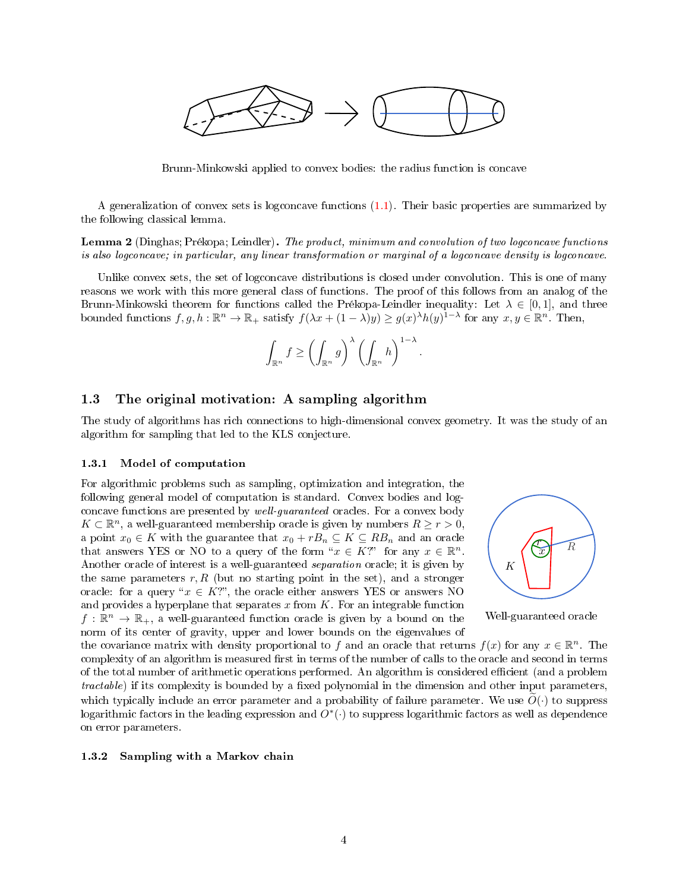Brunn-Minkowski applied to convex bodies: the radius function is concave

A generalization of convex sets is logconcave functions (1.1). Their basic properties are summarized by the following classical lemma.

**Lemma 2** (Dinghas; Prékopa; Leindler)**.** *The product, minimum and convolution of two logconcave functions is also logconcave; in particular, any linear transformation or marginal of a logconcave density is logconcave.*

Unlike convex sets, the set of logconcave distributions is closed under convolution. This is one of many reasons we work with this more general class of functions. The proof of this follows from an analog of the Brunn-Minkowski theorem for functions called the Prékopa-Leindler inequality: Let $\lambda \in [0,1]$, and three bounded functions $f, g, h : \mathbb{R}^n \to \mathbb{R}_+$ satisfy $f(\lambda x + (1-\lambda)y) \geq g(x)^\lambda h(y)^{1-\lambda}$ for any $x, y \in \mathbb{R}^n$. Then,

$$\int_{\mathbb{R}^n} f \geq \left(\int_{\mathbb{R}^n} g\right)^\lambda \left(\int_{\mathbb{R}^n} h\right)^{1-\lambda}.$$

## 1.3 The original motivation: A sampling algorithm

The study of algorithms has rich connections to high-dimensional convex geometry. It was the study of an algorithm for sampling that led to the KLS conjecture.

### 1.3.1 Model of computation

For algorithmic problems such as sampling, optimization and integration, the following general model of computation is standard. Convex bodies and logconcave functions are presented by *well-guaranteed* oracles. For a convex body $K \subset \mathbb{R}^n$, a well-guaranteed membership oracle is given by numbers $R \geq r > 0$, a point $x_0 \in K$ with the guarantee that $x_0 + rB_n \subseteq K \subseteq RB_n$ and an oracle that answers YES or NO to a query of the form "$x \in K$?" for any $x \in \mathbb{R}^n$. Another oracle of interest is a well-guaranteed *separation* oracle; it is given by the same parameters $r, R$ (but no starting point in the set), and a stronger oracle: for a query "$x \in K$?", the oracle either answers YES or answers NO and provides a hyperplane that separates $x$ from $K$. For an integrable function $f : \mathbb{R}^n \to \mathbb{R}_+$, a well-guaranteed function oracle is given by a bound on the norm of its center of gravity, upper and lower bounds on the eigenvalues of the covariance matrix with density proportional to $f$ and an oracle that returns $f(x)$ for any $x \in \mathbb{R}^n$. The complexity of an algorithm is measured first in terms of the number of calls to the oracle and second in terms of the total number of arithmetic operations performed. An algorithm is considered efficient (and a problem *tractable*) if its complexity is bounded by a fixed polynomial in the dimension and other input parameters, which typically include an error parameter and a probability of failure parameter. We use $\widetilde{O}(\cdot)$ to suppress logarithmic factors in the leading expression and $O^*(\cdot)$ to suppress logarithmic factors as well as dependence on error parameters.

Well-guaranteed oracle

### 1.3.2 Sampling with a Markov chain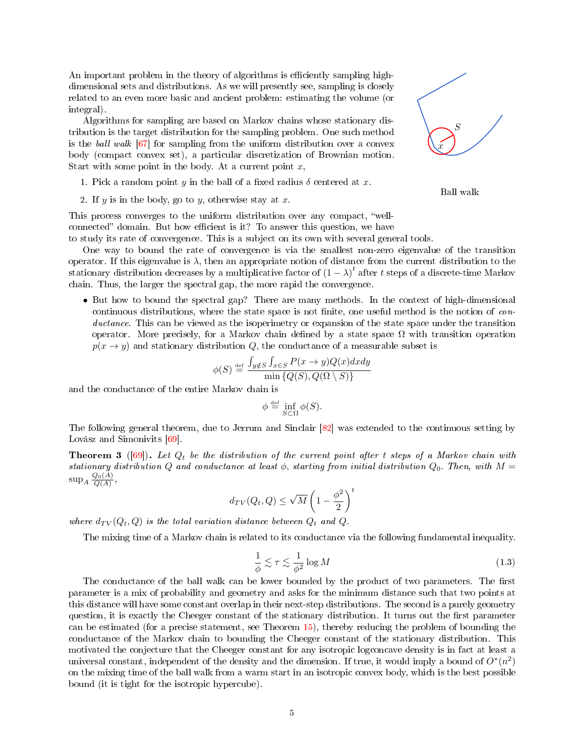An important problem in the theory of algorithms is efficiently sampling high-dimensional sets and distributions. As we will presently see, sampling is closely related to an even more basic and ancient problem: estimating the volume (or integral).

Algorithms for sampling are based on Markov chains whose stationary distribution is the target distribution for the sampling problem. One such method is the *ball walk* [67] for sampling from the uniform distribution over a convex body (compact convex set), a particular discretization of Brownian motion. Start with some point in the body. At a current point $x$,

1. Pick a random point $y$ in the ball of a fixed radius $\delta$ centered at $x$.
2. If $y$ is in the body, go to $y$, otherwise stay at $x$.

Ball walk

This process converges to the uniform distribution over any compact, "well-connected" domain. But how efficient is it? To answer this question, we have to study its rate of convergence. This is a subject on its own with several general tools.

One way to bound the rate of convergence is via the smallest non-zero eigenvalue of the transition operator. If this eigenvalue is $\lambda$, then an appropriate notion of distance from the current distribution to the stationary distribution decreases by a multiplicative factor of $(1-\lambda)^t$ after $t$ steps of a discrete-time Markov chain. Thus, the larger the spectral gap, the more rapid the convergence.

- But how to bound the spectral gap? There are many methods. In the context of high-dimensional continuous distributions, where the state space is not finite, one useful method is the notion of *conductance*. This can be viewed as the isoperimetry or expansion of the state space under the transition operator. More precisely, for a Markov chain defined by a state space $\Omega$ with transition operation $p(x \to y)$ and stationary distribution $Q$, the conductance of a measurable subset is

$$\phi(S) \stackrel{\text{def}}{=} \frac{\int_{y \notin S} \int_{x \in S} P(x \to y) Q(x) dx dy}{\min \{Q(S), Q(\Omega \setminus S)\}}$$

and the conductance of the entire Markov chain is

$$\phi \stackrel{\text{def}}{=} \inf_{S \subset \Omega} \phi(S).$$

The following general theorem, due to Jerrum and Sinclair [82] was extended to the continuous setting by Lovász and Simonivits [69].

**Theorem 3** ([69]). *Let $Q_t$ be the distribution of the current point after $t$ steps of a Markov chain with stationary distribution $Q$ and conductance at least $\phi$, starting from initial distribution $Q_0$. Then, with $M = \sup_A \frac{Q_0(A)}{Q(A)}$,*

$$d_{TV}(Q_t, Q) \leq \sqrt{M} \left(1 - \frac{\phi^2}{2}\right)^t$$

*where $d_{TV}(Q_t, Q)$ is the total variation distance between $Q_t$ and $Q$.*

The mixing time of a Markov chain is related to its conductance via the following fundamental inequality.

$$\frac{1}{\phi} \lesssim \tau \lesssim \frac{1}{\phi^2} \log M \tag{1.3}$$

The conductance of the ball walk can be lower bounded by the product of two parameters. The first parameter is a mix of probability and geometry and asks for the minimum distance such that two points at this distance will have some constant overlap in their next-step distributions. The second is a purely geometry question, it is exactly the Cheeger constant of the stationary distribution. It turns out the first parameter can be estimated (for a precise statement, see Theorem 15), thereby reducing the problem of bounding the conductance of the Markov chain to bounding the Cheeger constant of the stationary distribution. This motivated the conjecture that the Cheeger constant for any isotropic logconcave density is in fact at least a universal constant, independent of the density and the dimension. If true, it would imply a bound of $O^*(n^2)$ on the mixing time of the ball walk from a warm start in an isotropic convex body, which is the best possible bound (it is tight for the isotropic hypercube).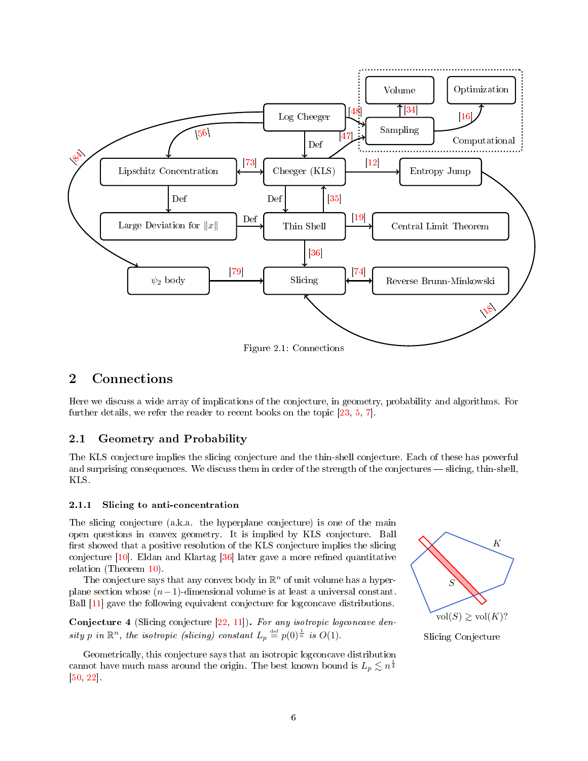Figure 2.1: Connections

## 2 Connections

Here we discuss a wide array of implications of the conjecture, in geometry, probability and algorithms. For further details, we refer the reader to recent books on the topic [23, 5, 7].

### 2.1 Geometry and Probability

The KLS conjecture implies the slicing conjecture and the thin-shell conjecture. Each of these has powerful and surprising consequences. We discuss them in order of the strength of the conjectures — slicing, thin-shell, KLS.

#### 2.1.1 Slicing to anti-concentration

The slicing conjecture (a.k.a. the hyperplane conjecture) is one of the main open questions in convex geometry. It is implied by KLS conjecture. Ball first showed that a positive resolution of the KLS conjecture implies the slicing conjecture [10]. Eldan and Klartag [36] later gave a more refined quantitative relation (Theorem 10).

The conjecture says that any convex body in $\mathbb{R}^n$ of unit volume has a hyperplane section whose $(n-1)$-dimensional volume is at least a universal constant. Ball [11] gave the following equivalent conjecture for logconcave distributions.

Slicing Conjecture

**Conjecture 4** (Slicing conjecture [22, 11]). *For any isotropic logconcave density $p$ in $\mathbb{R}^n$, the isotropic (slicing) constant $L_p \stackrel{\text{def}}{=} p(0)^{\frac{1}{n}}$ is $O(1)$.*

Geometrically, this conjecture says that an isotropic logconcave distribution cannot have much mass around the origin. The best known bound is $L_p \lesssim n^{\frac{1}{4}}$ [50, 22].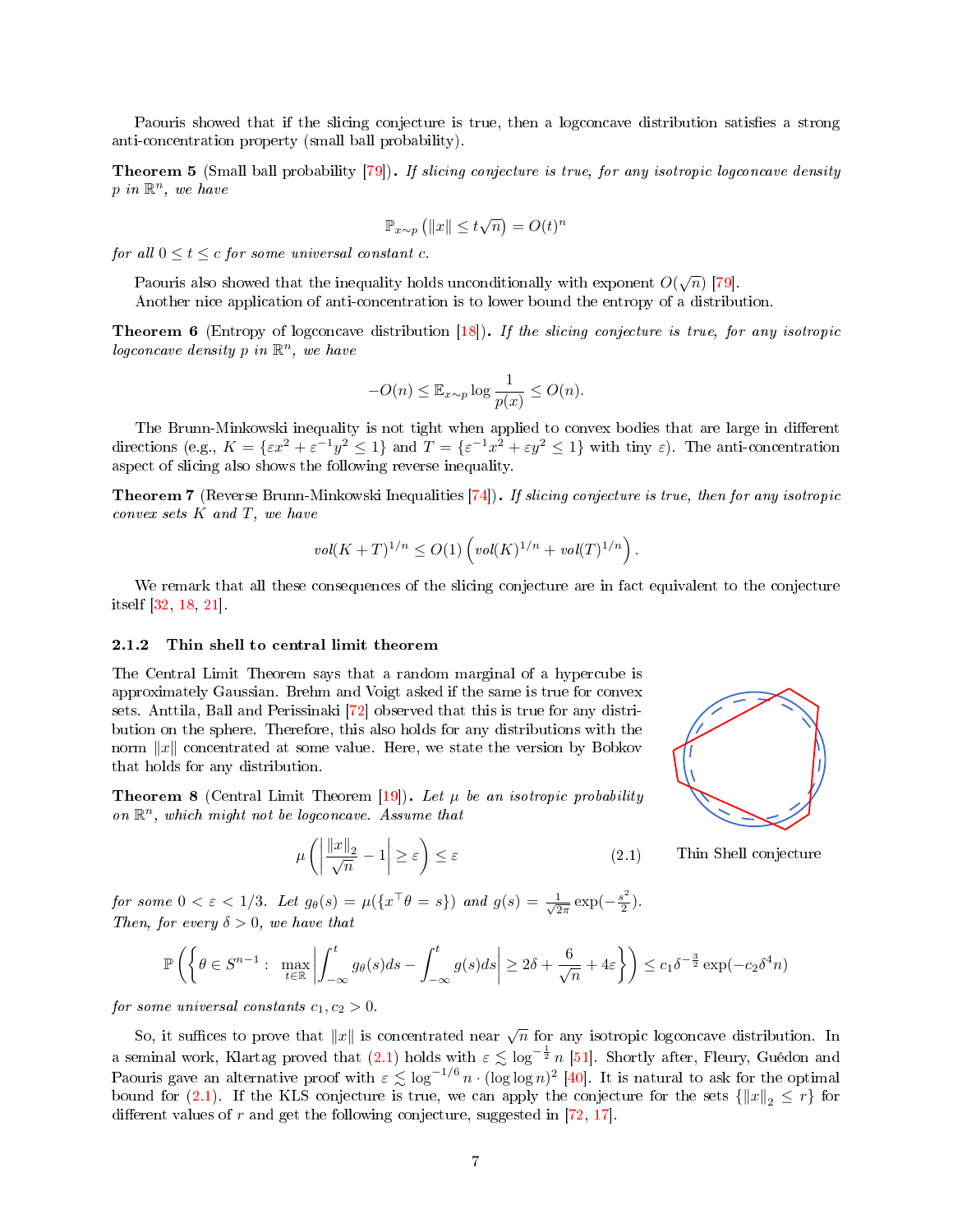Paouris showed that if the slicing conjecture is true, then a logconcave distribution satisfies a strong anti-concentration property (small ball probability).

**Theorem 5** (Small ball probability [79]). *If slicing conjecture is true, for any isotropic logconcave density $p$ in $\mathbb{R}^n$, we have*

$$\mathbb{P}_{x\sim p}\left(\|x\| \le t\sqrt{n}\right) = O(t)^n$$

*for all $0 \le t \le c$ for some universal constant $c$.*

Paouris also showed that the inequality holds unconditionally with exponent $O(\sqrt{n})$ [79].

Another nice application of anti-concentration is to lower bound the entropy of a distribution.

**Theorem 6** (Entropy of logconcave distribution [18]). *If the slicing conjecture is true, for any isotropic logconcave density $p$ in $\mathbb{R}^n$, we have*

$$-O(n) \le \mathbb{E}_{x\sim p} \log \frac{1}{p(x)} \le O(n).$$

The Brunn-Minkowski inequality is not tight when applied to convex bodies that are large in different directions (e.g., $K = \{\varepsilon x^2 + \varepsilon^{-1} y^2 \le 1\}$ and $T = \{\varepsilon^{-1} x^2 + \varepsilon y^2 \le 1\}$ with tiny $\varepsilon$). The anti-concentration aspect of slicing also shows the following reverse inequality.

**Theorem 7** (Reverse Brunn-Minkowski Inequalities [74]). *If slicing conjecture is true, then for any isotropic convex sets $K$ and $T$, we have*

$$vol(K+T)^{1/n} \le O(1)\left(vol(K)^{1/n} + vol(T)^{1/n}\right).$$

We remark that all these consequences of the slicing conjecture are in fact equivalent to the conjecture itself [32, 18, 21].

### 2.1.2 Thin shell to central limit theorem

The Central Limit Theorem says that a random marginal of a hypercube is approximately Gaussian. Brehm and Voigt asked if the same is true for convex sets. Anttila, Ball and Perissinaki [72] observed that this is true for any distribution on the sphere. Therefore, this also holds for any distributions with the norm $\|x\|$ concentrated at some value. Here, we state the version by Bobkov that holds for any distribution.

Thin Shell conjecture

**Theorem 8** (Central Limit Theorem [19]). *Let $\mu$ be an isotropic probability on $\mathbb{R}^n$, which might not be logconcave. Assume that*

$$\mu\left(\left|\frac{\|x\|_2}{\sqrt{n}} - 1\right| \ge \varepsilon\right) \le \varepsilon \tag{2.1}$$

*for some $0 < \varepsilon < 1/3$. Let $g_\theta(s) = \mu(\{x^\top \theta = s\})$ and $g(s) = \frac{1}{\sqrt{2\pi}}\exp(-\frac{s^2}{2})$. Then, for every $\delta > 0$, we have that*

$$\mathbb{P}\left(\left\{\theta \in S^{n-1} : \max_{t\in\mathbb{R}}\left|\int_{-\infty}^{t} g_\theta(s)ds - \int_{-\infty}^{t} g(s)ds\right| \ge 2\delta + \frac{6}{\sqrt{n}} + 4\varepsilon\right\}\right) \le c_1 \delta^{-\frac{3}{2}} \exp(-c_2\delta^4 n)$$

*for some universal constants $c_1, c_2 > 0$.*

So, it suffices to prove that $\|x\|$ is concentrated near $\sqrt{n}$ for any isotropic logconcave distribution. In a seminal work, Klartag proved that (2.1) holds with $\varepsilon \lesssim \log^{-\frac{1}{2}} n$ [51]. Shortly after, Fleury, Guédon and Paouris gave an alternative proof with $\varepsilon \lesssim \log^{-1/6} n \cdot (\log\log n)^2$ [40]. It is natural to ask for the optimal bound for (2.1). If the KLS conjecture is true, we can apply the conjecture for the sets $\{\|x\|_2 \le r\}$ for different values of $r$ and get the following conjecture, suggested in [72, 17].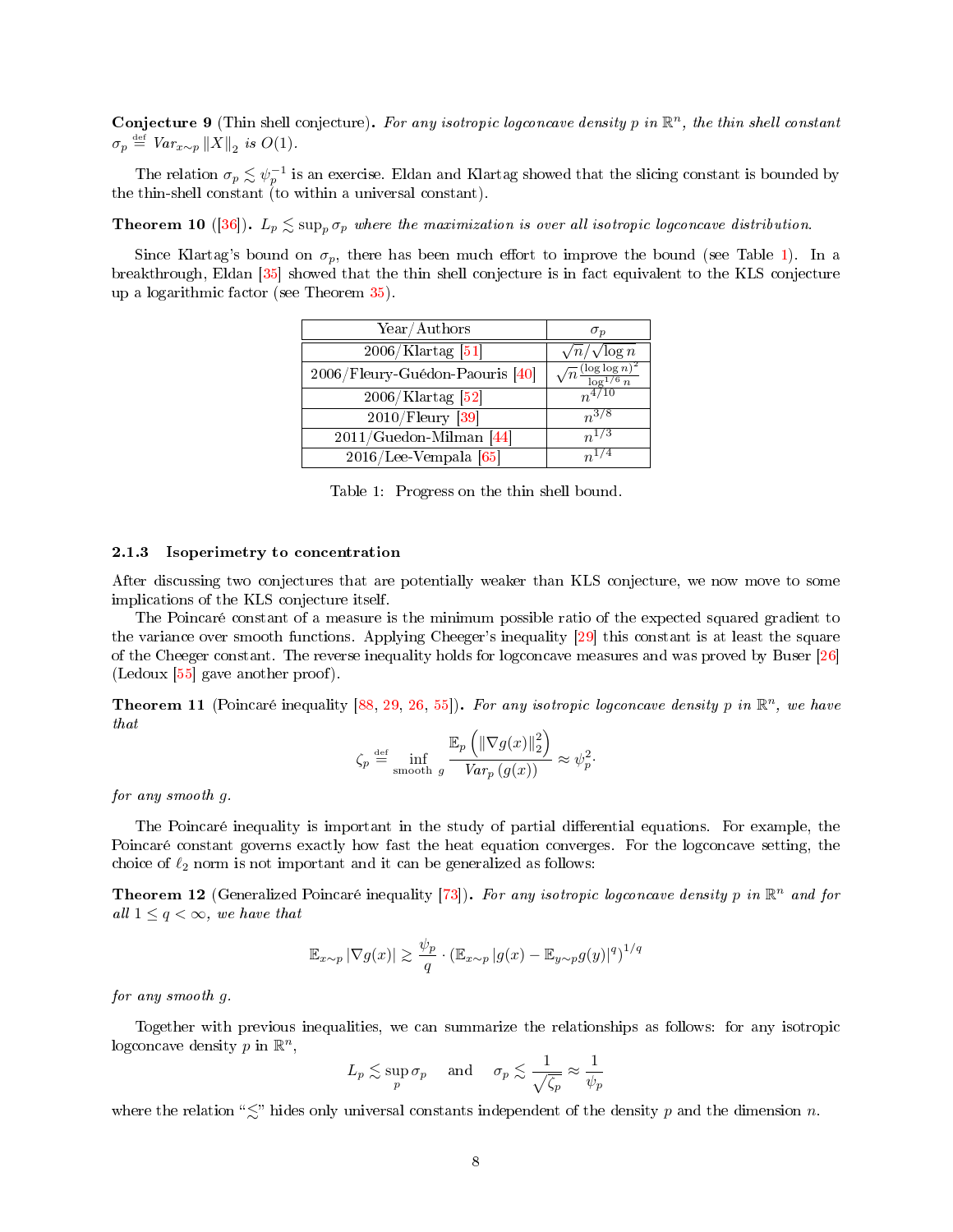**Conjecture 9** (Thin shell conjecture)**.** *For any isotropic logconcave density $p$ in $\mathbb{R}^n$, the thin shell constant $\sigma_p \stackrel{\text{def}}{=} Var_{x\sim p}\left\|X\right\|_2$ is $O(1)$.*

The relation $\sigma_p \lesssim \psi_p^{-1}$ is an exercise. Eldan and Klartag showed that the slicing constant is bounded by the thin-shell constant (to within a universal constant).

**Theorem 10** ([36])**.** *$L_p \lesssim \sup_p \sigma_p$ where the maximization is over all isotropic logconcave distribution.*

Since Klartag's bound on $\sigma_p$, there has been much effort to improve the bound (see Table 1). In a breakthrough, Eldan [35] showed that the thin shell conjecture is in fact equivalent to the KLS conjecture up a logarithmic factor (see Theorem 35).

| Year/Authors | $\sigma_p$ |
|---|---|
| 2006/Klartag [51] | $\sqrt{n}/\sqrt{\log n}$ |
| 2006/Fleury-Guédon-Paouris [40] | $\sqrt{n}\frac{(\log\log n)^2}{\log^{1/6} n}$ |
| 2006/Klartag [52] | $n^{4/10}$ |
| 2010/Fleury [39] | $n^{3/8}$ |
| 2011/Guedon-Milman [44] | $n^{1/3}$ |
| 2016/Lee-Vempala [65] | $n^{1/4}$ |

Table 1: Progress on the thin shell bound.

### 2.1.3 Isoperimetry to concentration

After discussing two conjectures that are potentially weaker than KLS conjecture, we now move to some implications of the KLS conjecture itself.

The Poincaré constant of a measure is the minimum possible ratio of the expected squared gradient to the variance over smooth functions. Applying Cheeger's inequality [29] this constant is at least the square of the Cheeger constant. The reverse inequality holds for logconcave measures and was proved by Buser [26] (Ledoux [55] gave another proof).

**Theorem 11** (Poincaré inequality [88, 29, 26, 55])**.** *For any isotropic logconcave density $p$ in $\mathbb{R}^n$, we have that*

$$\zeta_p \stackrel{\text{def}}{=} \inf_{\text{smooth } g} \frac{\mathbb{E}_p\left(\left\|\nabla g(x)\right\|_2^2\right)}{Var_p\left(g(x)\right)} \approx \psi_p^2.$$

*for any smooth $g$.*

The Poincaré inequality is important in the study of partial differential equations. For example, the Poincaré constant governs exactly how fast the heat equation converges. For the logconcave setting, the choice of $\ell_2$ norm is not important and it can be generalized as follows:

**Theorem 12** (Generalized Poincaré inequality [73])**.** *For any isotropic logconcave density $p$ in $\mathbb{R}^n$ and for all $1 \leq q < \infty$, we have that*

$$\mathbb{E}_{x\sim p}\left|\nabla g(x)\right| \gtrsim \frac{\psi_p}{q}\cdot\left(\mathbb{E}_{x\sim p}\left|g(x)-\mathbb{E}_{y\sim p}g(y)\right|^q\right)^{1/q}$$

*for any smooth $g$.*

Together with previous inequalities, we can summarize the relationships as follows: for any isotropic logconcave density $p$ in $\mathbb{R}^n$,

$$L_p \lesssim \sup_p \sigma_p \quad \text{ and } \quad \sigma_p \lesssim \frac{1}{\sqrt{\zeta_p}} \approx \frac{1}{\psi_p}$$

where the relation "$\lesssim$" hides only universal constants independent of the density $p$ and the dimension $n$.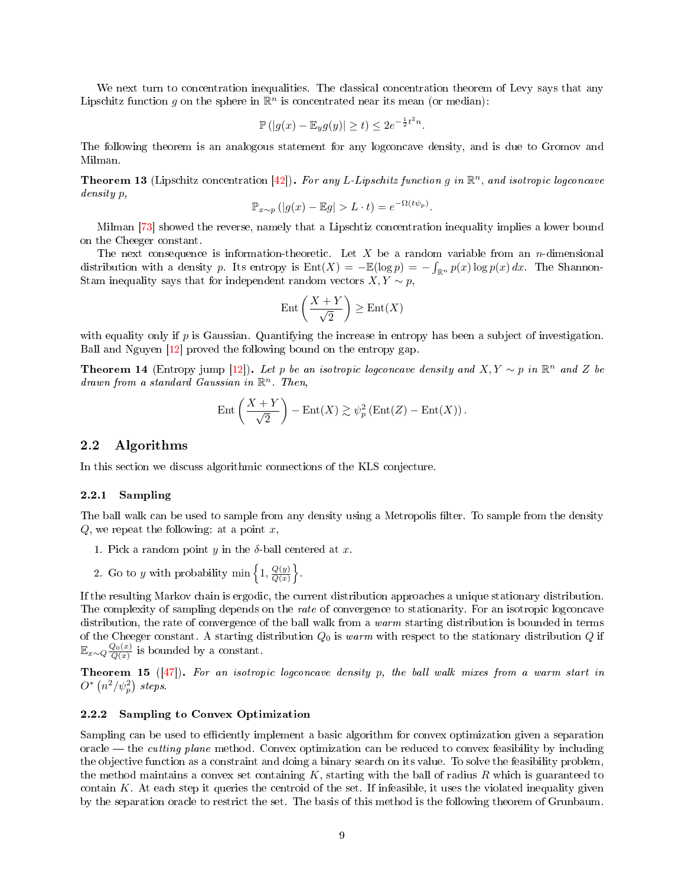We next turn to concentration inequalities. The classical concentration theorem of Levy says that any Lipschitz function $g$ on the sphere in $\mathbb{R}^n$ is concentrated near its mean (or median):

$$\mathbb{P}\left(|g(x) - \mathbb{E}_y g(y)| \geq t\right) \leq 2e^{-\frac{1}{2}t^2 n}.$$

The following theorem is an analogous statement for any logconcave density, and is due to Gromov and Milman.

**Theorem 13** (Lipschitz concentration [42])**.** *For any $L$-Lipschitz function $g$ in $\mathbb{R}^n$, and isotropic logconcave density $p$,*

$$\mathbb{P}_{x\sim p}\left(|g(x) - \mathbb{E}g| > L \cdot t\right) = e^{-\Omega(t\psi_p)}.$$

Milman [73] showed the reverse, namely that a Lipschtiz concentration inequality implies a lower bound on the Cheeger constant.

The next consequence is information-theoretic. Let $X$ be a random variable from an $n$-dimensional distribution with a density $p$. Its entropy is $\mathrm{Ent}(X) = -\mathbb{E}(\log p) = -\int_{\mathbb{R}^n} p(x) \log p(x)\, dx$. The Shannon-Stam inequality says that for independent random vectors $X, Y \sim p$,

$$\mathrm{Ent}\left(\frac{X+Y}{\sqrt{2}}\right) \geq \mathrm{Ent}(X)$$

with equality only if $p$ is Gaussian. Quantifying the increase in entropy has been a subject of investigation. Ball and Nguyen [12] proved the following bound on the entropy gap.

**Theorem 14** (Entropy jump [12])**.** *Let $p$ be an isotropic logconcave density and $X, Y \sim p$ in $\mathbb{R}^n$ and $Z$ be drawn from a standard Gaussian in $\mathbb{R}^n$. Then,*

$$\mathrm{Ent}\left(\frac{X+Y}{\sqrt{2}}\right) - \mathrm{Ent}(X) \gtrsim \psi_p^2 \left(\mathrm{Ent}(Z) - \mathrm{Ent}(X)\right).$$

## 2.2 Algorithms

In this section we discuss algorithmic connections of the KLS conjecture.

### 2.2.1 Sampling

The ball walk can be used to sample from any density using a Metropolis filter. To sample from the density $Q$, we repeat the following: at a point $x$,

1. Pick a random point $y$ in the $\delta$-ball centered at $x$.
2. Go to $y$ with probability $\min\left\{1, \frac{Q(y)}{Q(x)}\right\}$.

If the resulting Markov chain is ergodic, the current distribution approaches a unique stationary distribution. The complexity of sampling depends on the *rate* of convergence to stationarity. For an isotropic logconcave distribution, the rate of convergence of the ball walk from a *warm* starting distribution is bounded in terms of the Cheeger constant. A starting distribution $Q_0$ is *warm* with respect to the stationary distribution $Q$ if $\mathbb{E}_{x\sim Q} \frac{Q_0(x)}{Q(x)}$ is bounded by a constant.

**Theorem 15** ([47])**.** *For an isotropic logconcave density $p$, the ball walk mixes from a warm start in $O^*\left(n^2/\psi_p^2\right)$ steps.*

### 2.2.2 Sampling to Convex Optimization

Sampling can be used to efficiently implement a basic algorithm for convex optimization given a separation oracle — the *cutting plane* method. Convex optimization can be reduced to convex feasibility by including the objective function as a constraint and doing a binary search on its value. To solve the feasibility problem, the method maintains a convex set containing $K$, starting with the ball of radius $R$ which is guaranteed to contain $K$. At each step it queries the centroid of the set. If infeasible, it uses the violated inequality given by the separation oracle to restrict the set. The basis of this method is the following theorem of Grunbaum.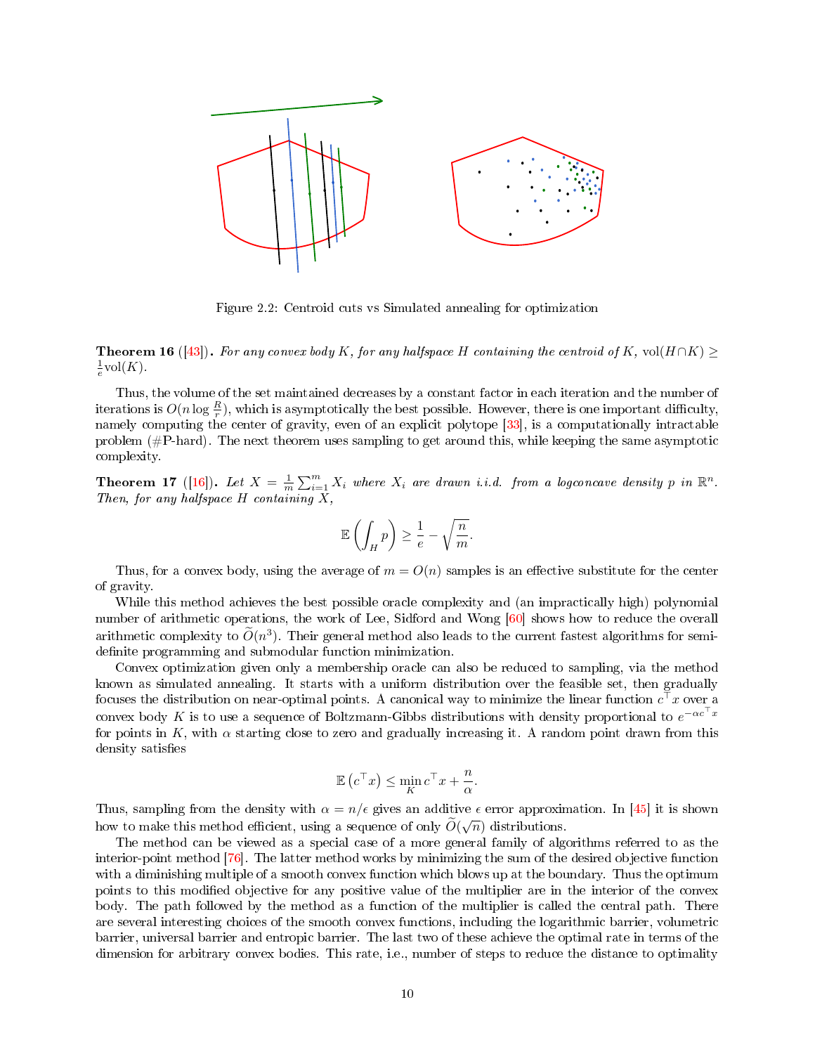Figure 2.2: Centroid cuts vs Simulated annealing for optimization

**Theorem 16** ([43])**.** *For any convex body $K$, for any halfspace $H$ containing the centroid of $K$, $\mathrm{vol}(H \cap K) \geq \frac{1}{e}\mathrm{vol}(K)$.*

Thus, the volume of the set maintained decreases by a constant factor in each iteration and the number of iterations is $O(n \log \frac{R}{r})$, which is asymptotically the best possible. However, there is one important difficulty, namely computing the center of gravity, even of an explicit polytope [33], is a computationally intractable problem (#P-hard). The next theorem uses sampling to get around this, while keeping the same asymptotic complexity.

**Theorem 17** ([16])**.** *Let $X = \frac{1}{m}\sum_{i=1}^{m} X_i$ where $X_i$ are drawn i.i.d. from a logconcave density $p$ in $\mathbb{R}^n$. Then, for any halfspace $H$ containing $X$,*

$$\mathbb{E}\left(\int_H p\right) \geq \frac{1}{e} - \sqrt{\frac{n}{m}}.$$

Thus, for a convex body, using the average of $m = O(n)$ samples is an effective substitute for the center of gravity.

While this method achieves the best possible oracle complexity and (an impractically high) polynomial number of arithmetic operations, the work of Lee, Sidford and Wong [60] shows how to reduce the overall arithmetic complexity to $\widetilde{O}(n^3)$. Their general method also leads to the current fastest algorithms for semi-definite programming and submodular function minimization.

Convex optimization given only a membership oracle can also be reduced to sampling, via the method known as simulated annealing. It starts with a uniform distribution over the feasible set, then gradually focuses the distribution on near-optimal points. A canonical way to minimize the linear function $c^\top x$ over a convex body $K$ is to use a sequence of Boltzmann-Gibbs distributions with density proportional to $e^{-\alpha c^\top x}$ for points in $K$, with $\alpha$ starting close to zero and gradually increasing it. A random point drawn from this density satisfies

$$\mathbb{E}\left(c^\top x\right) \leq \min_K c^\top x + \frac{n}{\alpha}.$$

Thus, sampling from the density with $\alpha = n/\epsilon$ gives an additive $\epsilon$ error approximation. In [45] it is shown how to make this method efficient, using a sequence of only $\widetilde{O}(\sqrt{n})$ distributions.

The method can be viewed as a special case of a more general family of algorithms referred to as the interior-point method [76]. The latter method works by minimizing the sum of the desired objective function with a diminishing multiple of a smooth convex function which blows up at the boundary. Thus the optimum points to this modified objective for any positive value of the multiplier are in the interior of the convex body. The path followed by the method as a function of the multiplier is called the central path. There are several interesting choices of the smooth convex functions, including the logarithmic barrier, volumetric barrier, universal barrier and entropic barrier. The last two of these achieve the optimal rate in terms of the dimension for arbitrary convex bodies. This rate, i.e., number of steps to reduce the distance to optimality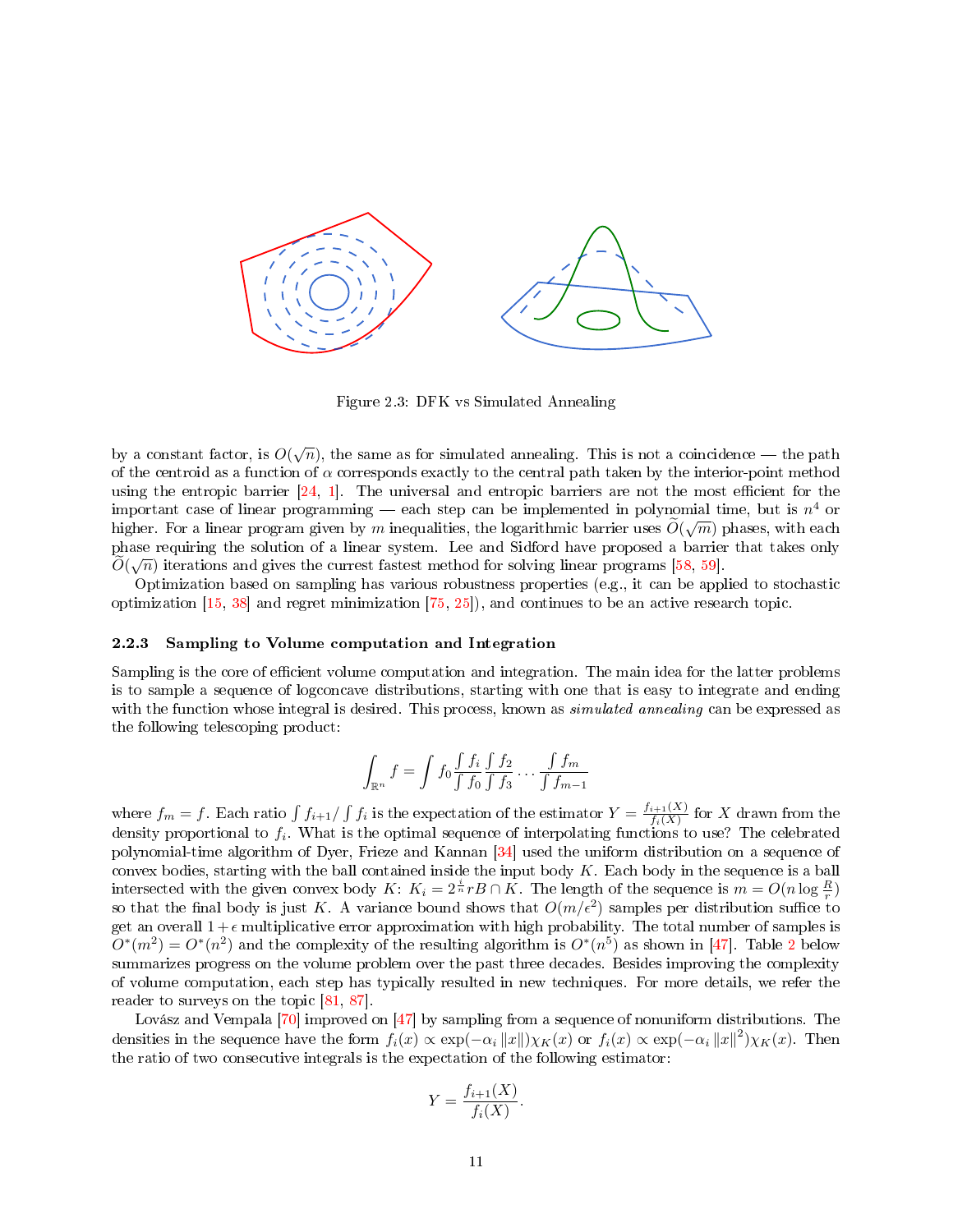Figure 2.3: DFK vs Simulated Annealing

by a constant factor, is $O(\sqrt{n})$, the same as for simulated annealing. This is not a coincidence — the path of the centroid as a function of $\alpha$ corresponds exactly to the central path taken by the interior-point method using the entropic barrier [24, 1]. The universal and entropic barriers are not the most efficient for the important case of linear programming — each step can be implemented in polynomial time, but is $n^4$ or higher. For a linear program given by $m$ inequalities, the logarithmic barrier uses $\widetilde{O}(\sqrt{m})$ phases, with each phase requiring the solution of a linear system. Lee and Sidford have proposed a barrier that takes only $\widetilde{O}(\sqrt{n})$ iterations and gives the currest fastest method for solving linear programs [58, 59].

Optimization based on sampling has various robustness properties (e.g., it can be applied to stochastic optimization [15, 38] and regret minimization [75, 25]), and continues to be an active research topic.

### 2.2.3 Sampling to Volume computation and Integration

Sampling is the core of efficient volume computation and integration. The main idea for the latter problems is to sample a sequence of logconcave distributions, starting with one that is easy to integrate and ending with the function whose integral is desired. This process, known as *simulated annealing* can be expressed as the following telescoping product:

$$\int_{\mathbb{R}^n} f = \int f_0 \frac{\int f_i}{\int f_0} \frac{\int f_2}{\int f_3} \cdots \frac{\int f_m}{\int f_{m-1}}$$

where $f_m = f$. Each ratio $\int f_{i+1} / \int f_i$ is the expectation of the estimator $Y = \frac{f_{i+1}(X)}{f_i(X)}$ for $X$ drawn from the density proportional to $f_i$. What is the optimal sequence of interpolating functions to use? The celebrated polynomial-time algorithm of Dyer, Frieze and Kannan [34] used the uniform distribution on a sequence of convex bodies, starting with the ball contained inside the input body $K$. Each body in the sequence is a ball intersected with the given convex body $K$: $K_i = 2^{\frac{i}{n}} rB \cap K$. The length of the sequence is $m = O(n \log \frac{R}{r})$ so that the final body is just $K$. A variance bound shows that $O(m/\epsilon^2)$ samples per distribution suffice to get an overall $1+\epsilon$ multiplicative error approximation with high probability. The total number of samples is $O^*(m^2) = O^*(n^2)$ and the complexity of the resulting algorithm is $O^*(n^5)$ as shown in [47]. Table 2 below summarizes progress on the volume problem over the past three decades. Besides improving the complexity of volume computation, each step has typically resulted in new techniques. For more details, we refer the reader to surveys on the topic [81, 87].

Lovász and Vempala [70] improved on [47] by sampling from a sequence of nonuniform distributions. The densities in the sequence have the form $f_i(x) \propto \exp(-\alpha_i \|x\|)\chi_K(x)$ or $f_i(x) \propto \exp(-\alpha_i \|x\|^2)\chi_K(x)$. Then the ratio of two consecutive integrals is the expectation of the following estimator:

$$Y = \frac{f_{i+1}(X)}{f_i(X)}.$$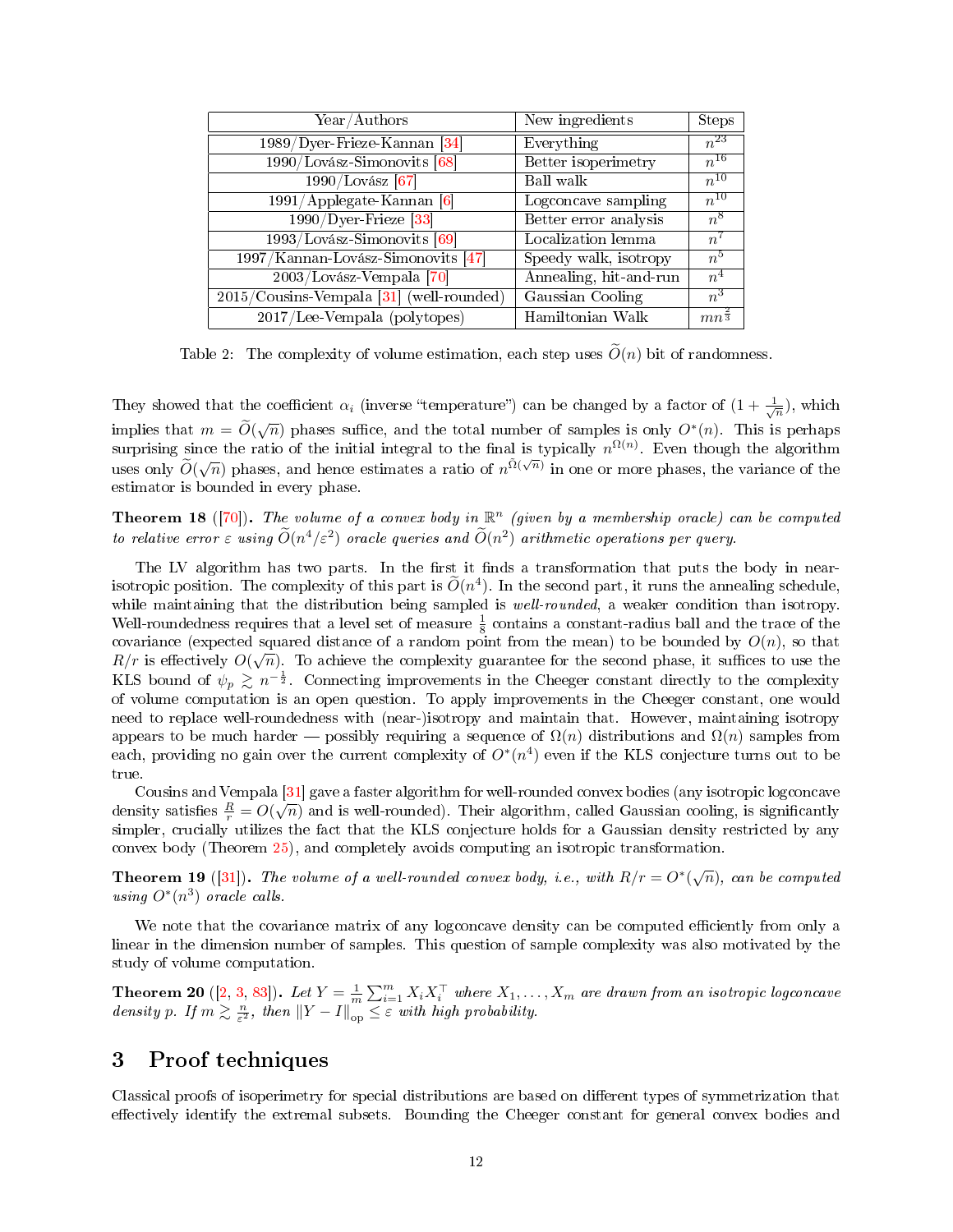| Year/Authors | New ingredients | Steps |
| --- | --- | --- |
| 1989/Dyer-Frieze-Kannan [34] | Everything | $n^{23}$ |
| 1990/Lovász-Simonovits [68] | Better isoperimetry | $n^{16}$ |
| 1990/Lovász [67] | Ball walk | $n^{10}$ |
| 1991/Applegate-Kannan [6] | Logconcave sampling | $n^{10}$ |
| 1990/Dyer-Frieze [33] | Better error analysis | $n^{8}$ |
| 1993/Lovász-Simonovits [69] | Localization lemma | $n^{7}$ |
| 1997/Kannan-Lovász-Simonovits [47] | Speedy walk, isotropy | $n^{5}$ |
| 2003/Lovász-Vempala [70] | Annealing, hit-and-run | $n^{4}$ |
| 2015/Cousins-Vempala [31] (well-rounded) | Gaussian Cooling | $n^{3}$ |
| 2017/Lee-Vempala (polytopes) | Hamiltonian Walk | $mn^{\frac{2}{3}}$ |

Table 2: The complexity of volume estimation, each step uses $\widetilde{O}(n)$ bit of randomness.

They showed that the coefficient $\alpha_i$ (inverse "temperature") can be changed by a factor of $(1+\frac{1}{\sqrt{n}})$, which implies that $m = \widetilde{O}(\sqrt{n})$ phases suffice, and the total number of samples is only $O^*(n)$. This is perhaps surprising since the ratio of the initial integral to the final is typically $n^{\Omega(n)}$. Even though the algorithm uses only $\widetilde{O}(\sqrt{n})$ phases, and hence estimates a ratio of $n^{\widetilde{\Omega}(\sqrt{n})}$ in one or more phases, the variance of the estimator is bounded in every phase.

**Theorem 18** ([70]). *The volume of a convex body in $\mathbb{R}^n$ (given by a membership oracle) can be computed to relative error $\varepsilon$ using $\widetilde{O}(n^4/\varepsilon^2)$ oracle queries and $\widetilde{O}(n^2)$ arithmetic operations per query.*

The LV algorithm has two parts. In the first it finds a transformation that puts the body in near-isotropic position. The complexity of this part is $\widetilde{O}(n^4)$. In the second part, it runs the annealing schedule, while maintaining that the distribution being sampled is *well-rounded*, a weaker condition than isotropy. Well-roundedness requires that a level set of measure $\frac{1}{8}$ contains a constant-radius ball and the trace of the covariance (expected squared distance of a random point from the mean) to be bounded by $O(n)$, so that $R/r$ is effectively $O(\sqrt{n})$. To achieve the complexity guarantee for the second phase, it suffices to use the KLS bound of $\psi_p \gtrsim n^{-\frac{1}{2}}$. Connecting improvements in the Cheeger constant directly to the complexity of volume computation is an open question. To apply improvements in the Cheeger constant, one would need to replace well-roundedness with (near-)isotropy and maintain that. However, maintaining isotropy appears to be much harder — possibly requiring a sequence of $\Omega(n)$ distributions and $\Omega(n)$ samples from each, providing no gain over the current complexity of $O^*(n^4)$ even if the KLS conjecture turns out to be true.

Cousins and Vempala [31] gave a faster algorithm for well-rounded convex bodies (any isotropic logconcave density satisfies $\frac{R}{r} = O(\sqrt{n})$ and is well-rounded). Their algorithm, called Gaussian cooling, is significantly simpler, crucially utilizes the fact that the KLS conjecture holds for a Gaussian density restricted by any convex body (Theorem 25), and completely avoids computing an isotropic transformation.

**Theorem 19** ([31]). *The volume of a well-rounded convex body, i.e., with $R/r = O^*(\sqrt{n})$, can be computed using $O^*(n^3)$ oracle calls.*

We note that the covariance matrix of any logconcave density can be computed efficiently from only a linear in the dimension number of samples. This question of sample complexity was also motivated by the study of volume computation.

**Theorem 20** ([2, 3, 83]). *Let $Y = \frac{1}{m}\sum_{i=1}^{m} X_i X_i^\top$ where $X_1, \ldots, X_m$ are drawn from an isotropic logconcave density $p$. If $m \gtrsim \frac{n}{\varepsilon^2}$, then $\|Y - I\|_{\text{op}} \le \varepsilon$ with high probability.*

# 3 Proof techniques

Classical proofs of isoperimetry for special distributions are based on different types of symmetrization that effectively identify the extremal subsets. Bounding the Cheeger constant for general convex bodies and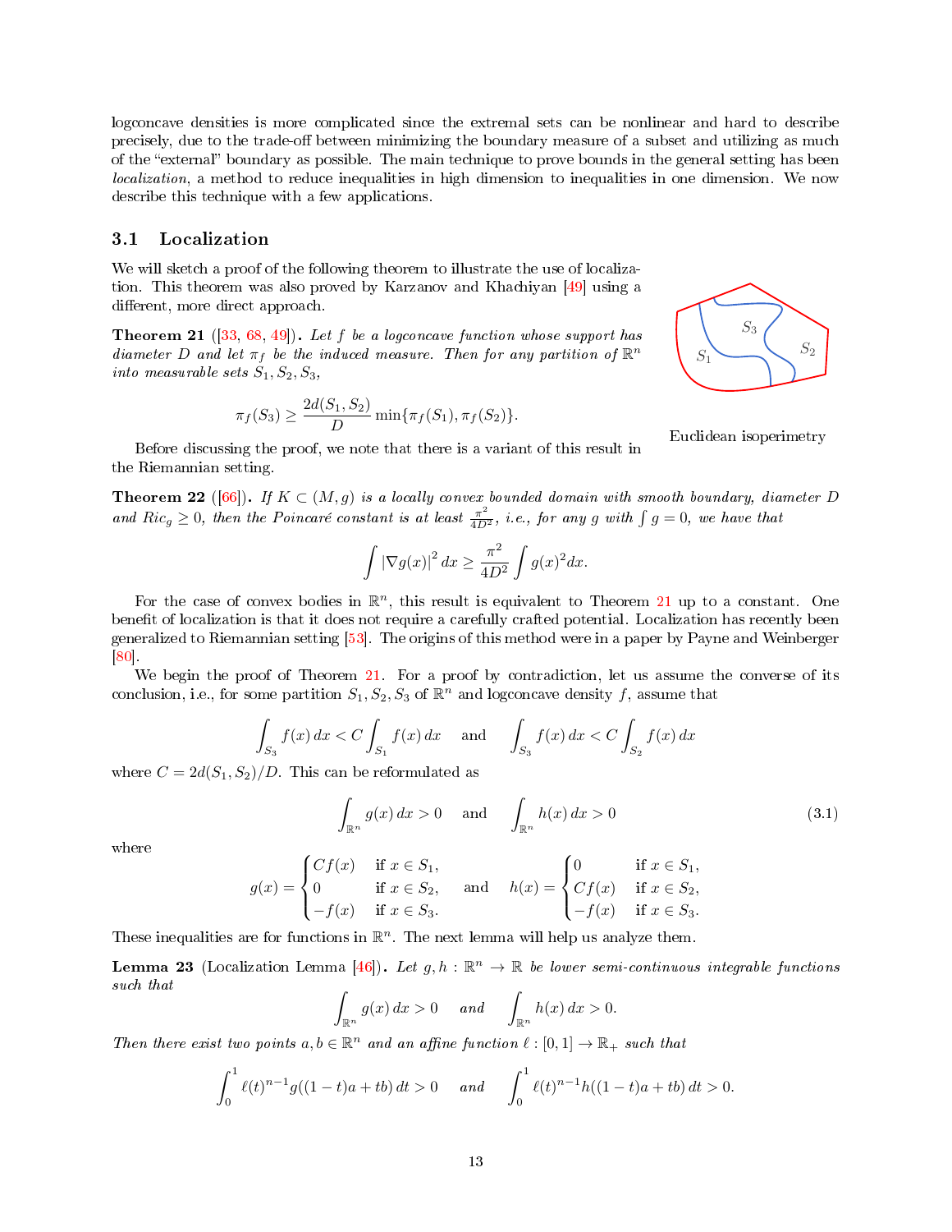logconcave densities is more complicated since the extremal sets can be nonlinear and hard to describe precisely, due to the trade-off between minimizing the boundary measure of a subset and utilizing as much of the "external" boundary as possible. The main technique to prove bounds in the general setting has been *localization*, a method to reduce inequalities in high dimension to inequalities in one dimension. We now describe this technique with a few applications.

## 3.1 Localization

We will sketch a proof of the following theorem to illustrate the use of localization. This theorem was also proved by Karzanov and Khachiyan [49] using a different, more direct approach.

**Theorem 21** ([33, 68, 49]). *Let $f$ be a logconcave function whose support has diameter $D$ and let $\pi_f$ be the induced measure. Then for any partition of $\mathbb{R}^n$ into measurable sets $S_1, S_2, S_3$,*

$$\pi_f(S_3) \geq \frac{2d(S_1, S_2)}{D} \min\{\pi_f(S_1), \pi_f(S_2)\}.$$

Euclidean isoperimetry

Before discussing the proof, we note that there is a variant of this result in the Riemannian setting.

**Theorem 22** ([66]). *If $K \subset (M, g)$ is a locally convex bounded domain with smooth boundary, diameter $D$ and $Ric_g \geq 0$, then the Poincaré constant is at least $\frac{\pi^2}{4D^2}$, i.e., for any $g$ with $\int g = 0$, we have that*

$$\int |\nabla g(x)|^2 \, dx \geq \frac{\pi^2}{4D^2} \int g(x)^2 dx.$$

For the case of convex bodies in $\mathbb{R}^n$, this result is equivalent to Theorem 21 up to a constant. One benefit of localization is that it does not require a carefully crafted potential. Localization has recently been generalized to Riemannian setting [53]. The origins of this method were in a paper by Payne and Weinberger [80].

We begin the proof of Theorem 21. For a proof by contradiction, let us assume the converse of its conclusion, i.e., for some partition $S_1, S_2, S_3$ of $\mathbb{R}^n$ and logconcave density $f$, assume that

$$\int_{S_3} f(x)\, dx < C \int_{S_1} f(x)\, dx \quad \text{and} \quad \int_{S_3} f(x)\, dx < C \int_{S_2} f(x)\, dx$$

where $C = 2d(S_1, S_2)/D$. This can be reformulated as

$$\int_{\mathbb{R}^n} g(x)\, dx > 0 \quad \text{and} \quad \int_{\mathbb{R}^n} h(x)\, dx > 0 \tag{3.1}$$

where

$$g(x) = \begin{cases} Cf(x) & \text{if } x \in S_1, \\ 0 & \text{if } x \in S_2, \\ -f(x) & \text{if } x \in S_3. \end{cases} \quad \text{and} \quad h(x) = \begin{cases} 0 & \text{if } x \in S_1, \\ Cf(x) & \text{if } x \in S_2, \\ -f(x) & \text{if } x \in S_3. \end{cases}$$

These inequalities are for functions in $\mathbb{R}^n$. The next lemma will help us analyze them.

**Lemma 23** (Localization Lemma [46]). *Let $g, h : \mathbb{R}^n \to \mathbb{R}$ be lower semi-continuous integrable functions such that*

$$\int_{\mathbb{R}^n} g(x)\, dx > 0 \quad \text{and} \quad \int_{\mathbb{R}^n} h(x)\, dx > 0.$$

*Then there exist two points $a, b \in \mathbb{R}^n$ and an affine function $\ell : [0, 1] \to \mathbb{R}_+$ such that*

$$\int_0^1 \ell(t)^{n-1} g((1-t)a + tb)\, dt > 0 \quad \text{and} \quad \int_0^1 \ell(t)^{n-1} h((1-t)a + tb)\, dt > 0.$$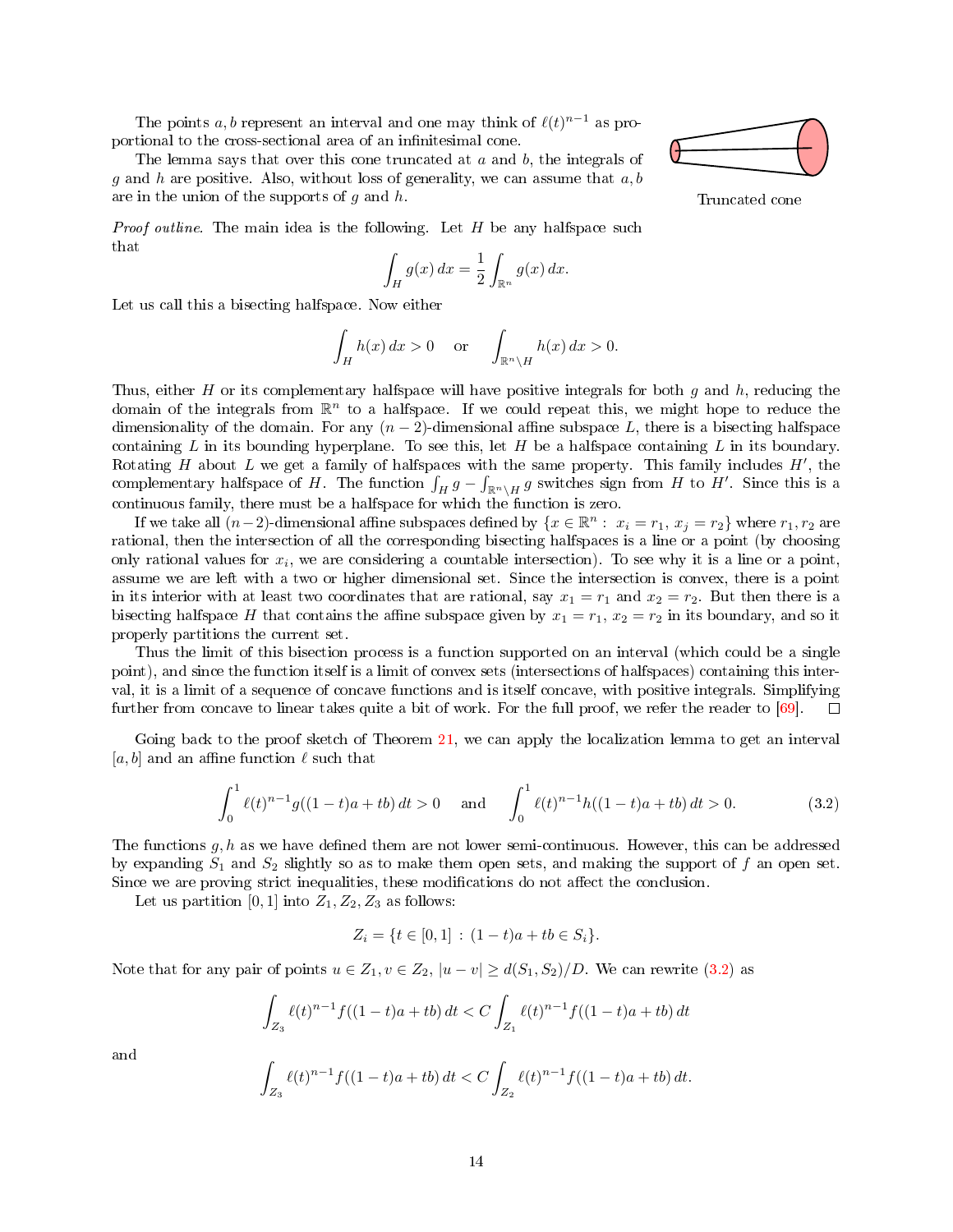The points $a, b$ represent an interval and one may think of $\ell(t)^{n-1}$ as proportional to the cross-sectional area of an infinitesimal cone.

The lemma says that over this cone truncated at $a$ and $b$, the integrals of $g$ and $h$ are positive. Also, without loss of generality, we can assume that $a, b$ are in the union of the supports of $g$ and $h$.

Truncated cone

*Proof outline.* The main idea is the following. Let $H$ be any halfspace such that

$$\int_H g(x)\,dx = \frac{1}{2}\int_{\mathbb{R}^n} g(x)\,dx.$$

Let us call this a bisecting halfspace. Now either

$$\int_H h(x)\,dx > 0 \quad \text{or} \quad \int_{\mathbb{R}^n \setminus H} h(x)\,dx > 0.$$

Thus, either $H$ or its complementary halfspace will have positive integrals for both $g$ and $h$, reducing the domain of the integrals from $\mathbb{R}^n$ to a halfspace. If we could repeat this, we might hope to reduce the dimensionality of the domain. For any $(n-2)$-dimensional affine subspace $L$, there is a bisecting halfspace containing $L$ in its bounding hyperplane. To see this, let $H$ be a halfspace containing $L$ in its boundary. Rotating $H$ about $L$ we get a family of halfspaces with the same property. This family includes $H'$, the complementary halfspace of $H$. The function $\int_H g - \int_{\mathbb{R}^n \setminus H} g$ switches sign from $H$ to $H'$. Since this is a continuous family, there must be a halfspace for which the function is zero.

If we take all $(n-2)$-dimensional affine subspaces defined by $\{x \in \mathbb{R}^n : x_i = r_1, x_j = r_2\}$ where $r_1, r_2$ are rational, then the intersection of all the corresponding bisecting halfspaces is a line or a point (by choosing only rational values for $x_i$, we are considering a countable intersection). To see why it is a line or a point, assume we are left with a two or higher dimensional set. Since the intersection is convex, there is a point in its interior with at least two coordinates that are rational, say $x_1 = r_1$ and $x_2 = r_2$. But then there is a bisecting halfspace $H$ that contains the affine subspace given by $x_1 = r_1$, $x_2 = r_2$ in its boundary, and so it properly partitions the current set.

Thus the limit of this bisection process is a function supported on an interval (which could be a single point), and since the function itself is a limit of convex sets (intersections of halfspaces) containing this interval, it is a limit of a sequence of concave functions and is itself concave, with positive integrals. Simplifying further from concave to linear takes quite a bit of work. For the full proof, we refer the reader to [69]. □

Going back to the proof sketch of Theorem 21, we can apply the localization lemma to get an interval $[a, b]$ and an affine function $\ell$ such that

$$\int_0^1 \ell(t)^{n-1} g((1-t)a + tb)\,dt > 0 \quad \text{and} \quad \int_0^1 \ell(t)^{n-1} h((1-t)a + tb)\,dt > 0. \tag{3.2}$$

The functions $g, h$ as we have defined them are not lower semi-continuous. However, this can be addressed by expanding $S_1$ and $S_2$ slightly so as to make them open sets, and making the support of $f$ an open set. Since we are proving strict inequalities, these modifications do not affect the conclusion.

Let us partition $[0, 1]$ into $Z_1, Z_2, Z_3$ as follows:

$$Z_i = \{t \in [0, 1] : (1-t)a + tb \in S_i\}.$$

Note that for any pair of points $u \in Z_1, v \in Z_2$, $|u - v| \geq d(S_1, S_2)/D$. We can rewrite (3.2) as

$$\int_{Z_3} \ell(t)^{n-1} f((1-t)a + tb)\,dt < C \int_{Z_1} \ell(t)^{n-1} f((1-t)a + tb)\,dt$$

and

$$\int_{Z_3} \ell(t)^{n-1} f((1-t)a + tb)\,dt < C \int_{Z_2} \ell(t)^{n-1} f((1-t)a + tb)\,dt.$$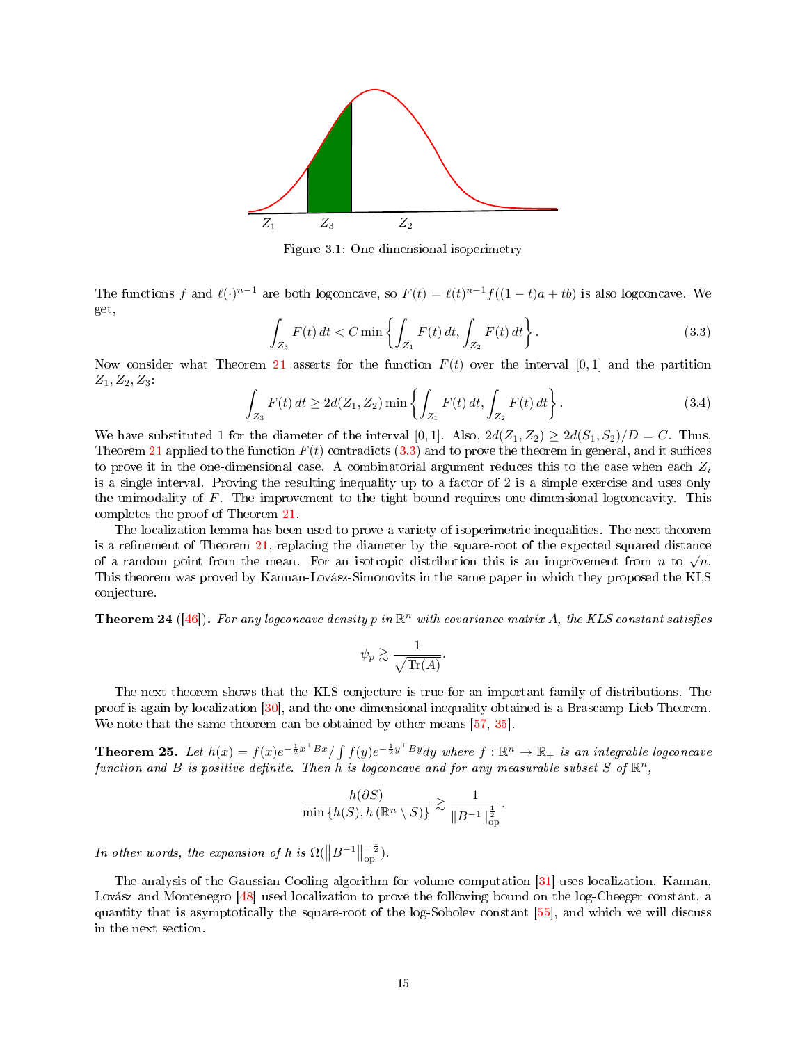Figure 3.1: One-dimensional isoperimetry

The functions $f$ and $\ell(\cdot)^{n-1}$ are both logconcave, so $F(t) = \ell(t)^{n-1} f((1-t)a + tb)$ is also logconcave. We get,

$$\int_{Z_3} F(t)\, dt < C \min\left\{ \int_{Z_1} F(t)\, dt, \int_{Z_2} F(t)\, dt \right\}. \tag{3.3}$$

Now consider what Theorem 21 asserts for the function $F(t)$ over the interval $[0,1]$ and the partition $Z_1, Z_2, Z_3$:

$$\int_{Z_3} F(t)\, dt \geq 2d(Z_1, Z_2) \min\left\{ \int_{Z_1} F(t)\, dt, \int_{Z_2} F(t)\, dt \right\}. \tag{3.4}$$

We have substituted 1 for the diameter of the interval $[0,1]$. Also, $2d(Z_1, Z_2) \geq 2d(S_1, S_2)/D = C$. Thus, Theorem 21 applied to the function $F(t)$ contradicts (3.3) and to prove the theorem in general, and it suffices to prove it in the one-dimensional case. A combinatorial argument reduces this to the case when each $Z_i$ is a single interval. Proving the resulting inequality up to a factor of 2 is a simple exercise and uses only the unimodality of $F$. The improvement to the tight bound requires one-dimensional logconcavity. This completes the proof of Theorem 21.

The localization lemma has been used to prove a variety of isoperimetric inequalities. The next theorem is a refinement of Theorem 21, replacing the diameter by the square-root of the expected squared distance of a random point from the mean. For an isotropic distribution this is an improvement from $n$ to $\sqrt{n}$. This theorem was proved by Kannan-Lovász-Simonovits in the same paper in which they proposed the KLS conjecture.

**Theorem 24** ([46])**.** *For any logconcave density $p$ in $\mathbb{R}^n$ with covariance matrix $A$, the KLS constant satisfies*

$$\psi_p \gtrsim \frac{1}{\sqrt{\mathrm{Tr}(A)}}.$$

The next theorem shows that the KLS conjecture is true for an important family of distributions. The proof is again by localization [30], and the one-dimensional inequality obtained is a Brascamp-Lieb Theorem. We note that the same theorem can be obtained by other means [57, 35].

**Theorem 25.** *Let $h(x) = f(x) e^{-\frac{1}{2}x^\top Bx} / \int f(y) e^{-\frac{1}{2}y^\top By} dy$ where $f : \mathbb{R}^n \to \mathbb{R}_+$ is an integrable logconcave function and $B$ is positive definite. Then $h$ is logconcave and for any measurable subset $S$ of $\mathbb{R}^n$,*

$$\frac{h(\partial S)}{\min\left\{h(S), h\left(\mathbb{R}^n \setminus S\right)\right\}} \gtrsim \frac{1}{\|B^{-1}\|_{\mathrm{op}}^{\frac{1}{2}}}.$$

*In other words, the expansion of $h$ is $\Omega(\left\|B^{-1}\right\|_{\mathrm{op}}^{-\frac{1}{2}})$.*

The analysis of the Gaussian Cooling algorithm for volume computation [31] uses localization. Kannan, Lovász and Montenegro [48] used localization to prove the following bound on the log-Cheeger constant, a quantity that is asymptotically the square-root of the log-Sobolev constant [55], and which we will discuss in the next section.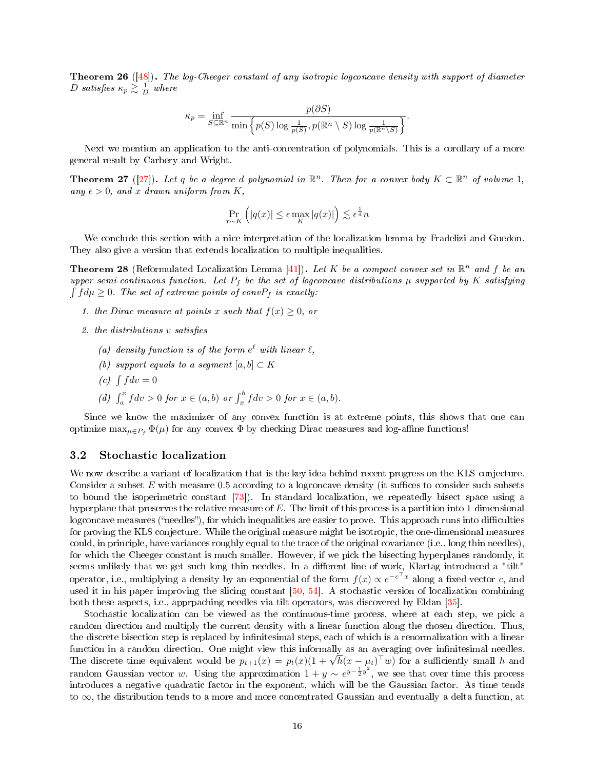**Theorem 26** ([48]). *The log-Cheeger constant of any isotropic logconcave density with support of diameter $D$ satisfies $\kappa_p \gtrsim \frac{1}{D}$ where*

$$\kappa_p = \inf_{S \subseteq \mathbb{R}^n} \frac{p(\partial S)}{\min\left\{p(S)\log\frac{1}{p(S)}, p(\mathbb{R}^n \setminus S)\log\frac{1}{p(\mathbb{R}^n \setminus S)}\right\}}.$$

Next we mention an application to the anti-concentration of polynomials. This is a corollary of a more general result by Carbery and Wright.

**Theorem 27** ([27]). *Let $q$ be a degree $d$ polynomial in $\mathbb{R}^n$. Then for a convex body $K \subset \mathbb{R}^n$ of volume 1, any $\epsilon > 0$, and $x$ drawn uniform from $K$,*

$$\Pr_{x \sim K}\left(|q(x)| \le \epsilon \max_K |q(x)|\right) \lesssim \epsilon^{\frac{1}{d}} n$$

We conclude this section with a nice interpretation of the localization lemma by Fradelizi and Guedon. They also give a version that extends localization to multiple inequalities.

**Theorem 28** (Reformulated Localization Lemma [41]). *Let $K$ be a compact convex set in $\mathbb{R}^n$ and $f$ be an upper semi-continuous function. Let $P_f$ be the set of logconcave distributions $\mu$ supported by $K$ satisfying $\int f d\mu \ge 0$. The set of extreme points of conv$P_f$ is exactly:*

1. *the Dirac measure at points $x$ such that $f(x) \ge 0$, or*
2. *the distributions $v$ satisfies*
   (a) *density function is of the form $e^{\ell}$ with linear $\ell$,*
   (b) *support equals to a segment $[a, b] \subset K$*
   (c) *$\int f dv = 0$*
   (d) *$\int_a^x f dv > 0$ for $x \in (a, b)$ or $\int_x^b f dv > 0$ for $x \in (a, b)$.*

Since we know the maximizer of any convex function is at extreme points, this shows that one can optimize $\max_{\mu \in P_f} \Phi(\mu)$ for any convex $\Phi$ by checking Dirac measures and log-affine functions!

## 3.2 Stochastic localization

We now describe a variant of localization that is the key idea behind recent progress on the KLS conjecture. Consider a subset $E$ with measure 0.5 according to a logconcave density (it suffices to consider such subsets to bound the isoperimetric constant [73]). In standard localization, we repeatedly bisect space using a hyperplane that preserves the relative measure of $E$. The limit of this process is a partition into 1-dimensional logconcave measures ("needles"), for which inequalities are easier to prove. This approach runs into difficulties for proving the KLS conjecture. While the original measure might be isotropic, the one-dimensional measures could, in principle, have variances roughly equal to the trace of the original covariance (i.e., long thin needles), for which the Cheeger constant is much smaller. However, if we pick the bisecting hyperplanes randomly, it seems unlikely that we get such long thin needles. In a different line of work, Klartag introduced a "tilt" operator, i.e., multiplying a density by an exponential of the form $f(x) \propto e^{-c^\top x}$ along a fixed vector $c$, and used it in his paper improving the slicing constant [50, 54]. A stochastic version of localization combining both these aspects, i.e., apprpaching needles via tilt operators, was discovered by Eldan [35].

Stochastic localization can be viewed as the continuous-time process, where at each step, we pick a random direction and multiply the current density with a linear function along the chosen direction. Thus, the discrete bisection step is replaced by infinitesimal steps, each of which is a renormalization with a linear function in a random direction. One might view this informally as an averaging over infinitesimal needles. The discrete time equivalent would be $p_{t+1}(x) = p_t(x)(1 + \sqrt{h}(x - \mu_t)^\top w)$ for a sufficiently small $h$ and random Gaussian vector $w$. Using the approximation $1 + y \sim e^{y - \frac{1}{2}y^2}$, we see that over time this process introduces a negative quadratic factor in the exponent, which will be the Gaussian factor. As time tends to $\infty$, the distribution tends to a more and more concentrated Gaussian and eventually a delta function, at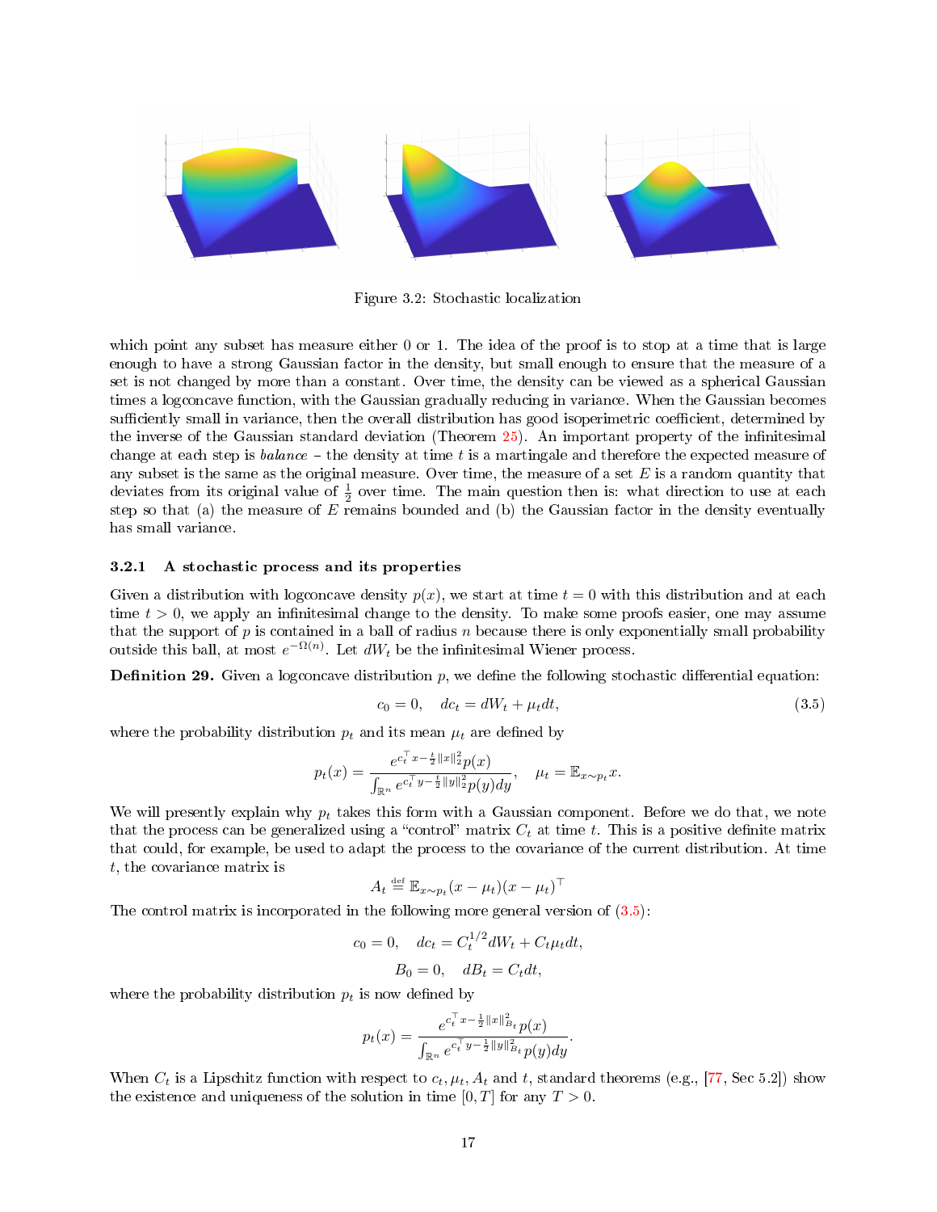Figure 3.2: Stochastic localization

which point any subset has measure either 0 or 1. The idea of the proof is to stop at a time that is large enough to have a strong Gaussian factor in the density, but small enough to ensure that the measure of a set is not changed by more than a constant. Over time, the density can be viewed as a spherical Gaussian times a logconcave function, with the Gaussian gradually reducing in variance. When the Gaussian becomes sufficiently small in variance, then the overall distribution has good isoperimetric coefficient, determined by the inverse of the Gaussian standard deviation (Theorem 25). An important property of the infinitesimal change at each step is *balance* – the density at time $t$ is a martingale and therefore the expected measure of any subset is the same as the original measure. Over time, the measure of a set $E$ is a random quantity that deviates from its original value of $\frac{1}{2}$ over time. The main question then is: what direction to use at each step so that (a) the measure of $E$ remains bounded and (b) the Gaussian factor in the density eventually has small variance.

### 3.2.1 A stochastic process and its properties

Given a distribution with logconcave density $p(x)$, we start at time $t = 0$ with this distribution and at each time $t > 0$, we apply an infinitesimal change to the density. To make some proofs easier, one may assume that the support of $p$ is contained in a ball of radius $n$ because there is only exponentially small probability outside this ball, at most $e^{-\Omega(n)}$. Let $dW_t$ be the infinitesimal Wiener process.

**Definition 29.** Given a logconcave distribution $p$, we define the following stochastic differential equation:

$$c_0 = 0, \quad dc_t = dW_t + \mu_t dt, \tag{3.5}$$

where the probability distribution $p_t$ and its mean $\mu_t$ are defined by

$$p_t(x) = \frac{e^{c_t^\top x - \frac{t}{2}\|x\|_2^2} p(x)}{\int_{\mathbb{R}^n} e^{c_t^\top y - \frac{t}{2}\|y\|_2^2} p(y) dy}, \quad \mu_t = \mathbb{E}_{x \sim p_t} x.$$

We will presently explain why $p_t$ takes this form with a Gaussian component. Before we do that, we note that the process can be generalized using a "control" matrix $C_t$ at time $t$. This is a positive definite matrix that could, for example, be used to adapt the process to the covariance of the current distribution. At time $t$, the covariance matrix is

$$A_t \stackrel{\text{def}}{=} \mathbb{E}_{x \sim p_t} (x - \mu_t)(x - \mu_t)^\top$$

The control matrix is incorporated in the following more general version of (3.5):

$$c_0 = 0, \quad dc_t = C_t^{1/2} dW_t + C_t \mu_t dt,$$
$$B_0 = 0, \quad dB_t = C_t dt,$$

where the probability distribution $p_t$ is now defined by

$$p_t(x) = \frac{e^{c_t^\top x - \frac{1}{2}\|x\|_{B_t}^2} p(x)}{\int_{\mathbb{R}^n} e^{c_t^\top y - \frac{1}{2}\|y\|_{B_t}^2} p(y) dy}.$$

When $C_t$ is a Lipschitz function with respect to $c_t, \mu_t, A_t$ and $t$, standard theorems (e.g., [77, Sec 5.2]) show the existence and uniqueness of the solution in time $[0, T]$ for any $T > 0$.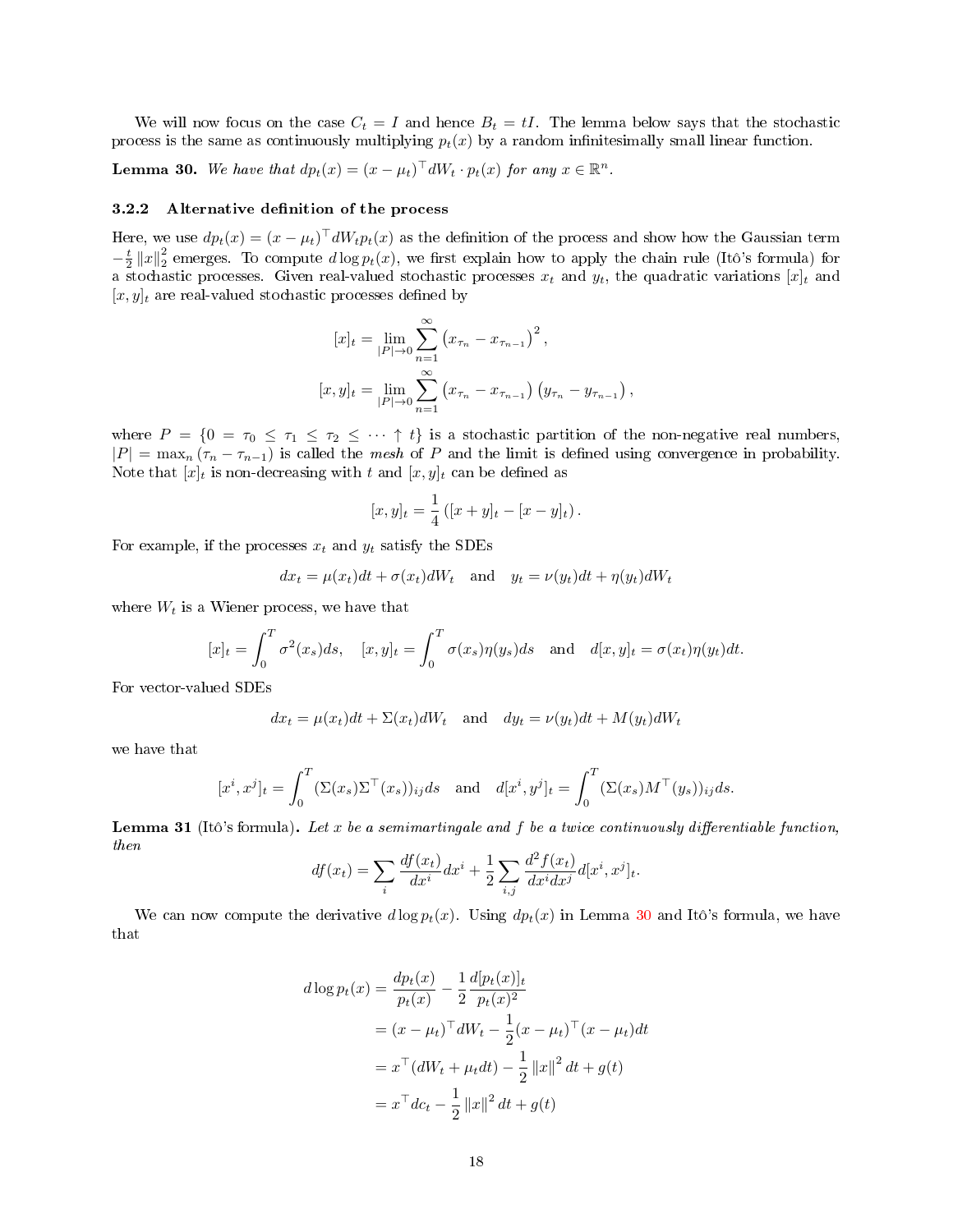We will now focus on the case $C_t = I$ and hence $B_t = tI$. The lemma below says that the stochastic process is the same as continuously multiplying $p_t(x)$ by a random infinitesimally small linear function.

**Lemma 30.** *We have that $dp_t(x) = (x - \mu_t)^\top dW_t \cdot p_t(x)$ for any $x \in \mathbb{R}^n$.*

### 3.2.2 Alternative definition of the process

Here, we use $dp_t(x) = (x - \mu_t)^\top dW_t p_t(x)$ as the definition of the process and show how the Gaussian term $-\frac{t}{2}\|x\|_2^2$ emerges. To compute $d \log p_t(x)$, we first explain how to apply the chain rule (Itô's formula) for a stochastic processes. Given real-valued stochastic processes $x_t$ and $y_t$, the quadratic variations $[x]_t$ and $[x, y]_t$ are real-valued stochastic processes defined by

$$
\begin{aligned}
[x]_t &= \lim_{|P| \to 0} \sum_{n=1}^{\infty} \left(x_{\tau_n} - x_{\tau_{n-1}}\right)^2, \\
[x, y]_t &= \lim_{|P| \to 0} \sum_{n=1}^{\infty} \left(x_{\tau_n} - x_{\tau_{n-1}}\right)\left(y_{\tau_n} - y_{\tau_{n-1}}\right),
\end{aligned}
$$

where $P = \{0 = \tau_0 \le \tau_1 \le \tau_2 \le \cdots \uparrow t\}$ is a stochastic partition of the non-negative real numbers, $|P| = \max_n (\tau_n - \tau_{n-1})$ is called the *mesh* of $P$ and the limit is defined using convergence in probability. Note that $[x]_t$ is non-decreasing with $t$ and $[x, y]_t$ can be defined as

$$
[x, y]_t = \frac{1}{4}\left([x + y]_t - [x - y]_t\right).
$$

For example, if the processes $x_t$ and $y_t$ satisfy the SDEs

$$
dx_t = \mu(x_t)dt + \sigma(x_t)dW_t \quad \text{and} \quad y_t = \nu(y_t)dt + \eta(y_t)dW_t
$$

where $W_t$ is a Wiener process, we have that

$$
[x]_t = \int_0^T \sigma^2(x_s)ds, \quad [x, y]_t = \int_0^T \sigma(x_s)\eta(y_s)ds \quad \text{and} \quad d[x, y]_t = \sigma(x_t)\eta(y_t)dt.
$$

For vector-valued SDEs

$$
dx_t = \mu(x_t)dt + \Sigma(x_t)dW_t \quad \text{and} \quad dy_t = \nu(y_t)dt + M(y_t)dW_t
$$

we have that

$$
[x^i, x^j]_t = \int_0^T (\Sigma(x_s)\Sigma^\top(x_s))_{ij}ds \quad \text{and} \quad d[x^i, y^j]_t = \int_0^T (\Sigma(x_s)M^\top(y_s))_{ij}ds.
$$

**Lemma 31** (Itô's formula)**.** *Let $x$ be a semimartingale and $f$ be a twice continuously differentiable function, then*

$$
df(x_t) = \sum_i \frac{df(x_t)}{dx^i}dx^i + \frac{1}{2}\sum_{i,j} \frac{d^2 f(x_t)}{dx^i dx^j} d[x^i, x^j]_t.
$$

We can now compute the derivative $d \log p_t(x)$. Using $dp_t(x)$ in Lemma 30 and Itô's formula, we have that

$$
\begin{aligned}
d \log p_t(x) &= \frac{dp_t(x)}{p_t(x)} - \frac{1}{2}\frac{d[p_t(x)]_t}{p_t(x)^2} \\
&= (x - \mu_t)^\top dW_t - \frac{1}{2}(x - \mu_t)^\top (x - \mu_t)dt \\
&= x^\top (dW_t + \mu_t dt) - \frac{1}{2}\|x\|^2 dt + g(t) \\
&= x^\top dc_t - \frac{1}{2}\|x\|^2 dt + g(t)
\end{aligned}
$$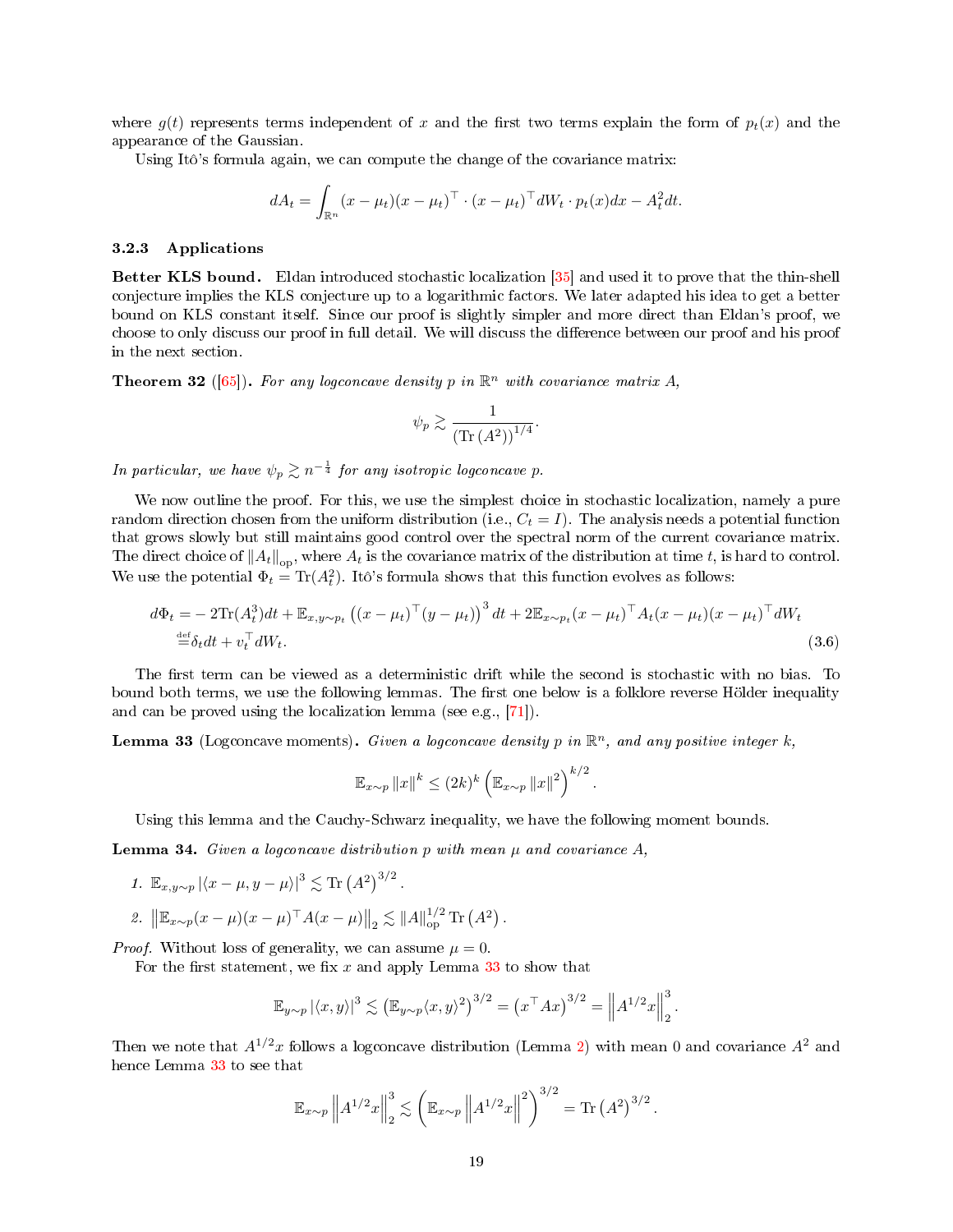where $g(t)$ represents terms independent of $x$ and the first two terms explain the form of $p_t(x)$ and the appearance of the Gaussian.

Using Itô's formula again, we can compute the change of the covariance matrix:

$$dA_t = \int_{\mathbb{R}^n} (x-\mu_t)(x-\mu_t)^\top \cdot (x-\mu_t)^\top dW_t \cdot p_t(x)dx - A_t^2 dt.$$

### 3.2.3 Applications

**Better KLS bound.** Eldan introduced stochastic localization [35] and used it to prove that the thin-shell conjecture implies the KLS conjecture up to a logarithmic factors. We later adapted his idea to get a better bound on KLS constant itself. Since our proof is slightly simpler and more direct than Eldan's proof, we choose to only discuss our proof in full detail. We will discuss the difference between our proof and his proof in the next section.

**Theorem 32** ([65]). *For any logconcave density $p$ in $\mathbb{R}^n$ with covariance matrix $A$,*

$$\psi_p \gtrsim \frac{1}{\left(\mathrm{Tr}\left(A^2\right)\right)^{1/4}}.$$

*In particular, we have $\psi_p \gtrsim n^{-\frac{1}{4}}$ for any isotropic logconcave $p$.*

We now outline the proof. For this, we use the simplest choice in stochastic localization, namely a pure random direction chosen from the uniform distribution (i.e., $C_t = I$). The analysis needs a potential function that grows slowly but still maintains good control over the spectral norm of the current covariance matrix. The direct choice of $\|A_t\|_{\mathrm{op}}$, where $A_t$ is the covariance matrix of the distribution at time $t$, is hard to control. We use the potential $\Phi_t = \mathrm{Tr}(A_t^2)$. Itô's formula shows that this function evolves as follows:

$$\begin{aligned}
d\Phi_t =& -2\mathrm{Tr}(A_t^3)dt + \mathbb{E}_{x,y\sim p_t}\left((x-\mu_t)^\top(y-\mu_t)\right)^3 dt + 2\mathbb{E}_{x\sim p_t}(x-\mu_t)^\top A_t(x-\mu_t)(x-\mu_t)^\top dW_t \\
\stackrel{\mathrm{def}}{=}& \delta_t dt + v_t^\top dW_t. \qquad (3.6)
\end{aligned}$$

The first term can be viewed as a deterministic drift while the second is stochastic with no bias. To bound both terms, we use the following lemmas. The first one below is a folklore reverse Hölder inequality and can be proved using the localization lemma (see e.g., [71]).

**Lemma 33** (Logconcave moments). *Given a logconcave density $p$ in $\mathbb{R}^n$, and any positive integer $k$,*

$$\mathbb{E}_{x\sim p}\|x\|^k \le (2k)^k \left(\mathbb{E}_{x\sim p}\|x\|^2\right)^{k/2}.$$

Using this lemma and the Cauchy-Schwarz inequality, we have the following moment bounds.

**Lemma 34.** *Given a logconcave distribution $p$ with mean $\mu$ and covariance $A$,*

1. $\mathbb{E}_{x,y\sim p}\left|\langle x-\mu, y-\mu\rangle\right|^3 \lesssim \mathrm{Tr}\left(A^2\right)^{3/2}$.
2. $\left\|\mathbb{E}_{x\sim p}(x-\mu)(x-\mu)^\top A(x-\mu)\right\|_2 \lesssim \|A\|_{\mathrm{op}}^{1/2}\,\mathrm{Tr}\left(A^2\right)$.

*Proof.* Without loss of generality, we can assume $\mu = 0$.

For the first statement, we fix $x$ and apply Lemma 33 to show that

$$\mathbb{E}_{y\sim p}\left|\langle x,y\rangle\right|^3 \lesssim \left(\mathbb{E}_{y\sim p}\langle x,y\rangle^2\right)^{3/2} = \left(x^\top Ax\right)^{3/2} = \left\|A^{1/2}x\right\|_2^3.$$

Then we note that $A^{1/2}x$ follows a logconcave distribution (Lemma 2) with mean 0 and covariance $A^2$ and hence Lemma 33 to see that

$$\mathbb{E}_{x\sim p}\left\|A^{1/2}x\right\|_2^3 \lesssim \left(\mathbb{E}_{x\sim p}\left\|A^{1/2}x\right\|^2\right)^{3/2} = \mathrm{Tr}\left(A^2\right)^{3/2}.$$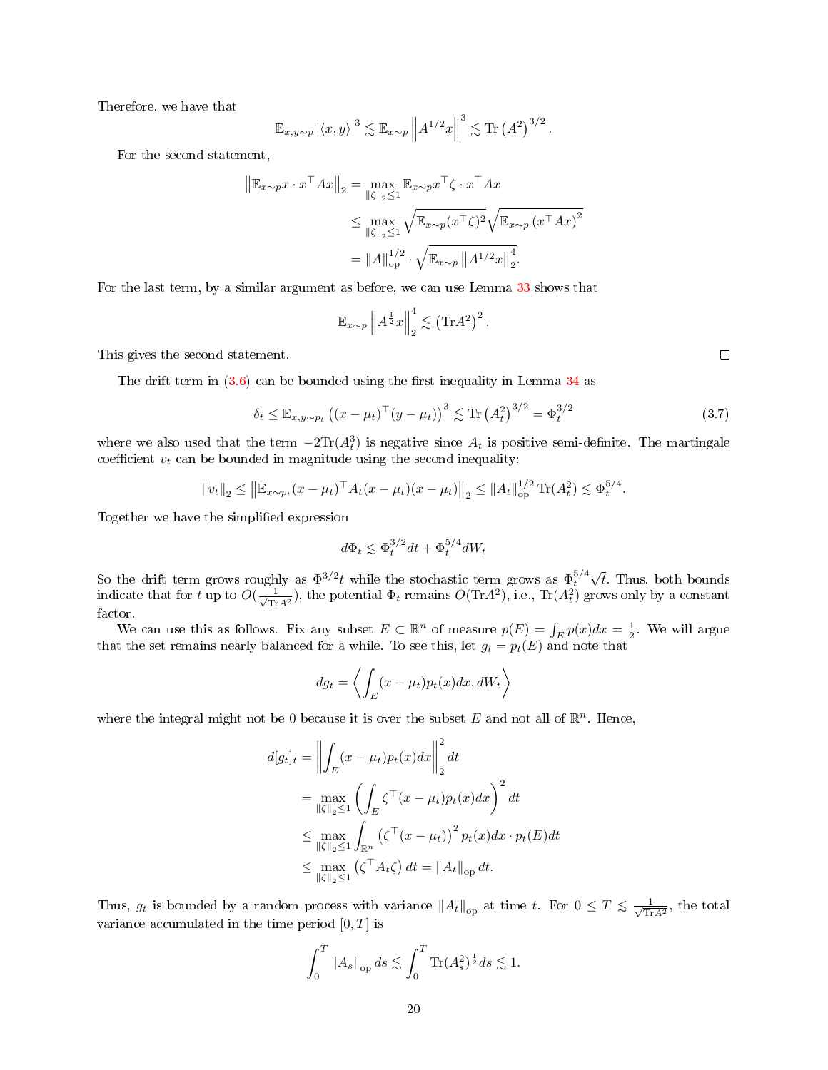Therefore, we have that

$$\mathbb{E}_{x,y\sim p}\left|\langle x,y\rangle\right|^{3}\lesssim\mathbb{E}_{x\sim p}\left\Vert A^{1/2}x\right\Vert ^{3}\lesssim\mathrm{Tr}\left(A^{2}\right)^{3/2}.$$

For the second statement,

$$\begin{aligned}
\left\Vert \mathbb{E}_{x\sim p}x\cdot x^{\top}Ax\right\Vert _{2} & =\max_{\left\Vert \zeta\right\Vert _{2}\leq1}\mathbb{E}_{x\sim p}x^{\top}\zeta\cdot x^{\top}Ax\\
 & \leq\max_{\left\Vert \zeta\right\Vert _{2}\leq1}\sqrt{\mathbb{E}_{x\sim p}(x^{\top}\zeta)^{2}}\sqrt{\mathbb{E}_{x\sim p}\left(x^{\top}Ax\right)^{2}}\\
 & =\left\Vert A\right\Vert _{\mathrm{op}}^{1/2}\cdot\sqrt{\mathbb{E}_{x\sim p}\left\Vert A^{1/2}x\right\Vert _{2}^{4}}.
\end{aligned}$$

For the last term, by a similar argument as before, we can use Lemma 33 shows that

$$\mathbb{E}_{x\sim p}\left\Vert A^{\frac{1}{2}}x\right\Vert _{2}^{4}\lesssim\left(\mathrm{Tr}A^{2}\right)^{2}.$$

This gives the second statement. ∎

The drift term in (3.6) can be bounded using the first inequality in Lemma 34 as

$$\delta_{t}\leq\mathbb{E}_{x,y\sim p_{t}}\left((x-\mu_{t})^{\top}(y-\mu_{t})\right)^{3}\lesssim\mathrm{Tr}\left(A_{t}^{2}\right)^{3/2}=\Phi_{t}^{3/2}\tag{3.7}$$

where we also used that the term $-2\mathrm{Tr}(A_{t}^{3})$ is negative since $A_{t}$ is positive semi-definite. The martingale coefficient $v_{t}$ can be bounded in magnitude using the second inequality:

$$\left\Vert v_{t}\right\Vert _{2}\leq\left\Vert \mathbb{E}_{x\sim p_{t}}(x-\mu_{t})^{\top}A_{t}(x-\mu_{t})(x-\mu_{t})\right\Vert _{2}\leq\left\Vert A_{t}\right\Vert _{\mathrm{op}}^{1/2}\mathrm{Tr}(A_{t}^{2})\lesssim\Phi_{t}^{5/4}.$$

Together we have the simplified expression

$$d\Phi_{t}\lesssim\Phi_{t}^{3/2}dt+\Phi_{t}^{5/4}dW_{t}$$

So the drift term grows roughly as $\Phi^{3/2}t$ while the stochastic term grows as $\Phi_{t}^{5/4}\sqrt{t}$. Thus, both bounds indicate that for $t$ up to $O(\frac{1}{\sqrt{\mathrm{Tr}A^{2}}})$, the potential $\Phi_{t}$ remains $O(\mathrm{Tr}A^{2})$, i.e., $\mathrm{Tr}(A_{t}^{2})$ grows only by a constant factor.

We can use this as follows. Fix any subset $E\subset\mathbb{R}^{n}$ of measure $p(E)=\int_{E}p(x)dx=\frac{1}{2}$. We will argue that the set remains nearly balanced for a while. To see this, let $g_{t}=p_{t}(E)$ and note that

$$dg_{t}=\left\langle \int_{E}(x-\mu_{t})p_{t}(x)dx,dW_{t}\right\rangle$$

where the integral might not be 0 because it is over the subset $E$ and not all of $\mathbb{R}^{n}$. Hence,

$$\begin{aligned}
d[g_{t}]_{t} & =\left\Vert \int_{E}(x-\mu_{t})p_{t}(x)dx\right\Vert _{2}^{2}dt\\
 & =\max_{\left\Vert \zeta\right\Vert _{2}\leq1}\left(\int_{E}\zeta^{\top}(x-\mu_{t})p_{t}(x)dx\right)^{2}dt\\
 & \leq\max_{\left\Vert \zeta\right\Vert _{2}\leq1}\int_{\mathbb{R}^{n}}\left(\zeta^{\top}(x-\mu_{t})\right)^{2}p_{t}(x)dx\cdot p_{t}(E)dt\\
 & \leq\max_{\left\Vert \zeta\right\Vert _{2}\leq1}\left(\zeta^{\top}A_{t}\zeta\right)dt=\left\Vert A_{t}\right\Vert _{\mathrm{op}}dt.
\end{aligned}$$

Thus, $g_{t}$ is bounded by a random process with variance $\left\Vert A_{t}\right\Vert _{\mathrm{op}}$ at time $t$. For $0\leq T\lesssim\frac{1}{\sqrt{\mathrm{Tr}A^{2}}}$, the total variance accumulated in the time period $[0,T]$ is

$$\int_{0}^{T}\left\Vert A_{s}\right\Vert _{\mathrm{op}}ds\lesssim\int_{0}^{T}\mathrm{Tr}(A_{s}^{2})^{\frac{1}{2}}ds\lesssim1.$$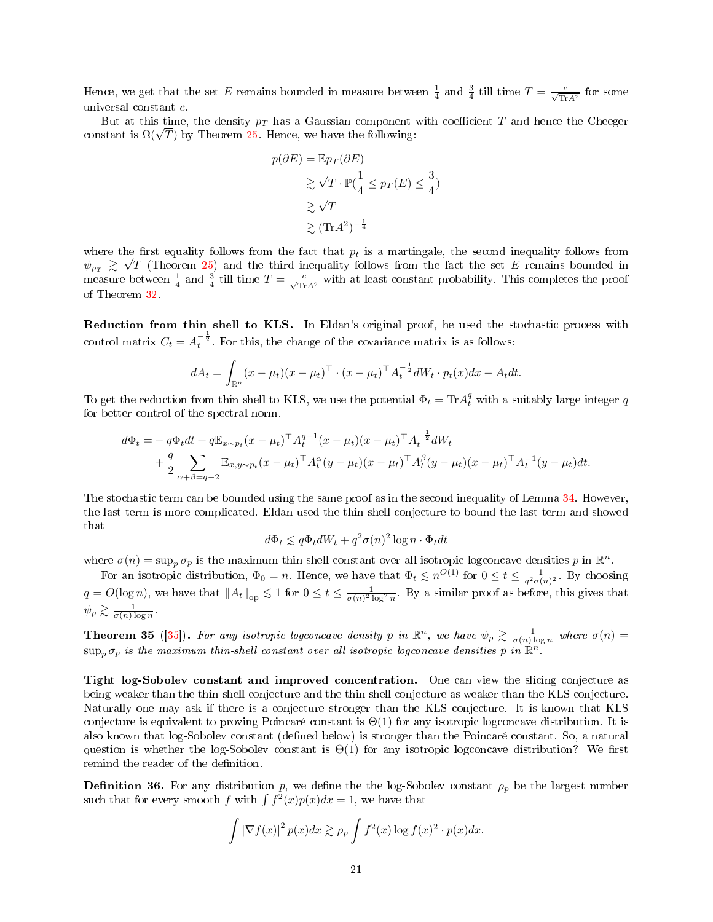Hence, we get that the set $E$ remains bounded in measure between $\frac{1}{4}$ and $\frac{3}{4}$ till time $T = \frac{c}{\sqrt{\mathrm{Tr}A^2}}$ for some universal constant $c$.

But at this time, the density $p_T$ has a Gaussian component with coefficient $T$ and hence the Cheeger constant is $\Omega(\sqrt{T})$ by Theorem 25. Hence, we have the following:

$$
\begin{aligned}
p(\partial E) &= \mathbb{E} p_T(\partial E) \\
&\gtrsim \sqrt{T} \cdot \mathbb{P}(\frac{1}{4} \leq p_T(E) \leq \frac{3}{4}) \\
&\gtrsim \sqrt{T} \\
&\gtrsim (\mathrm{Tr}A^2)^{-\frac{1}{4}}
\end{aligned}
$$

where the first equality follows from the fact that $p_t$ is a martingale, the second inequality follows from $\psi_{p_T} \gtrsim \sqrt{T}$ (Theorem 25) and the third inequality follows from the fact the set $E$ remains bounded in measure between $\frac{1}{4}$ and $\frac{3}{4}$ till time $T = \frac{c}{\sqrt{\mathrm{Tr}A^2}}$ with at least constant probability. This completes the proof of Theorem 32.

**Reduction from thin shell to KLS.** In Eldan's original proof, he used the stochastic process with control matrix $C_t = A_t^{-\frac{1}{2}}$. For this, the change of the covariance matrix is as follows:

$$
dA_t = \int_{\mathbb{R}^n} (x-\mu_t)(x-\mu_t)^\top \cdot (x-\mu_t)^\top A_t^{-\frac{1}{2}} dW_t \cdot p_t(x) dx - A_t dt.
$$

To get the reduction from thin shell to KLS, we use the potential $\Phi_t = \mathrm{Tr}A_t^q$ with a suitably large integer $q$ for better control of the spectral norm.

$$
\begin{aligned}
d\Phi_t = & -q\Phi_t dt + q\mathbb{E}_{x\sim p_t}(x-\mu_t)^\top A_t^{q-1}(x-\mu_t)(x-\mu_t)^\top A_t^{-\frac{1}{2}} dW_t \\
& + \frac{q}{2} \sum_{\alpha+\beta=q-2} \mathbb{E}_{x,y\sim p_t}(x-\mu_t)^\top A_t^{\alpha}(y-\mu_t)(x-\mu_t)^\top A_t^{\beta}(y-\mu_t)(x-\mu_t)^\top A_t^{-1}(y-\mu_t) dt.
\end{aligned}
$$

The stochastic term can be bounded using the same proof as in the second inequality of Lemma 34. However, the last term is more complicated. Eldan used the thin shell conjecture to bound the last term and showed that

$$
d\Phi_t \lesssim q\Phi_t dW_t + q^2 \sigma(n)^2 \log n \cdot \Phi_t dt
$$

where $\sigma(n) = \sup_p \sigma_p$ is the maximum thin-shell constant over all isotropic logconcave densities $p$ in $\mathbb{R}^n$.

For an isotropic distribution, $\Phi_0 = n$. Hence, we have that $\Phi_t \lesssim n^{O(1)}$ for $0 \leq t \leq \frac{1}{q^2\sigma(n)^2}$. By choosing $q = O(\log n)$, we have that $\|A_t\|_{\mathrm{op}} \lesssim 1$ for $0 \leq t \leq \frac{1}{\sigma(n)^2 \log^2 n}$. By a similar proof as before, this gives that $\psi_p \gtrsim \frac{1}{\sigma(n)\log n}$.

**Theorem 35** ([35])**.** *For any isotropic logconcave density $p$ in $\mathbb{R}^n$, we have $\psi_p \gtrsim \frac{1}{\sigma(n)\log n}$ where $\sigma(n) = \sup_p \sigma_p$ is the maximum thin-shell constant over all isotropic logconcave densities $p$ in $\mathbb{R}^n$.*

**Tight log-Sobolev constant and improved concentration.** One can view the slicing conjecture as being weaker than the thin-shell conjecture and the thin shell conjecture as weaker than the KLS conjecture. Naturally one may ask if there is a conjecture stronger than the KLS conjecture. It is known that KLS conjecture is equivalent to proving Poincaré constant is $\Theta(1)$ for any isotropic logconcave distribution. It is also known that log-Sobolev constant (defined below) is stronger than the Poincaré constant. So, a natural question is whether the log-Sobolev constant is $\Theta(1)$ for any isotropic logconcave distribution? We first remind the reader of the definition.

**Definition 36.** For any distribution $p$, we define the the log-Sobolev constant $\rho_p$ be the largest number such that for every smooth $f$ with $\int f^2(x)p(x)dx = 1$, we have that

$$
\int |\nabla f(x)|^2 p(x) dx \gtrsim \rho_p \int f^2(x) \log f(x)^2 \cdot p(x) dx.
$$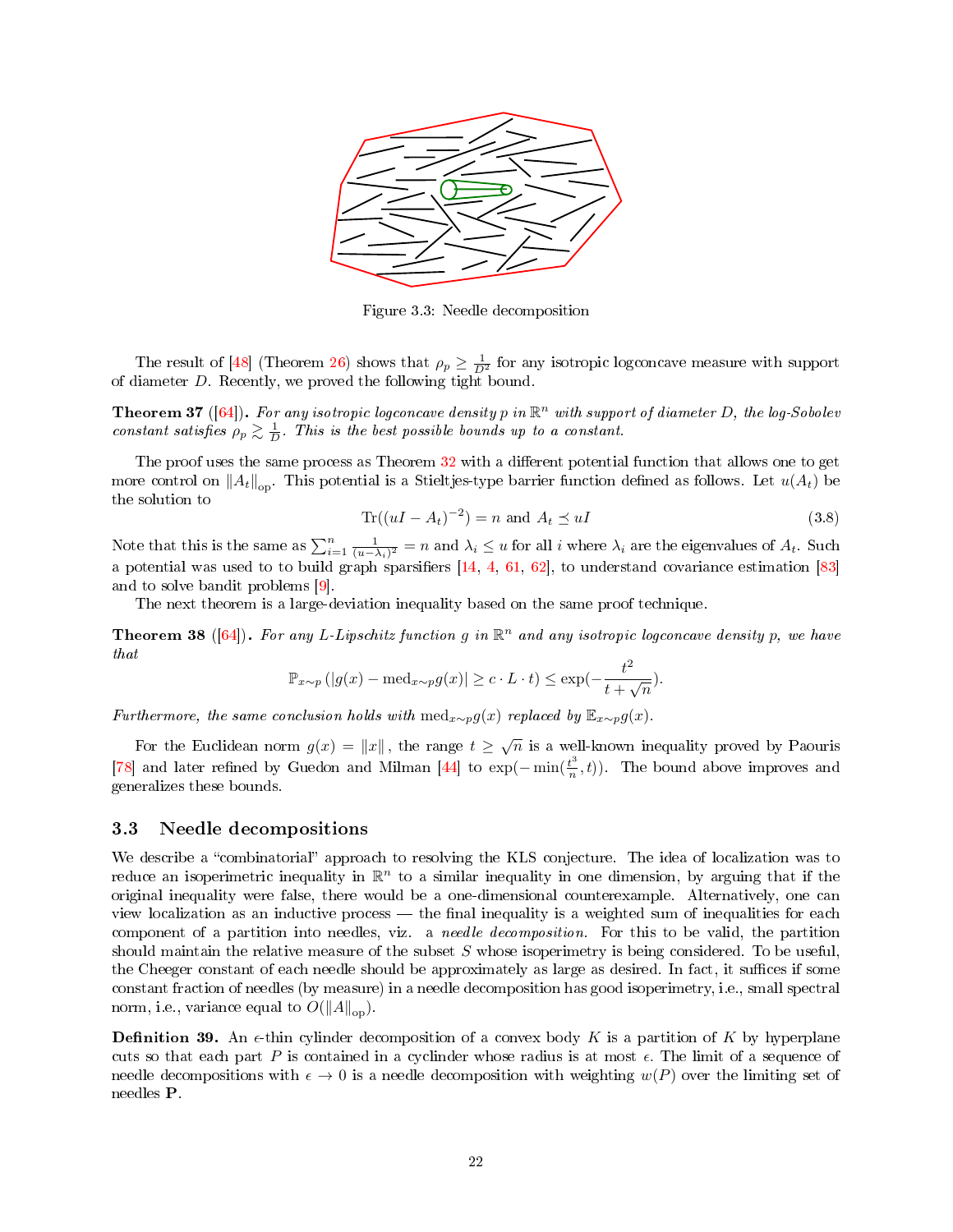Figure 3.3: Needle decomposition

The result of [48] (Theorem 26) shows that $\rho_p \geq \frac{1}{D^2}$ for any isotropic logconcave measure with support of diameter $D$. Recently, we proved the following tight bound.

**Theorem 37** ([64])**.** *For any isotropic logconcave density $p$ in $\mathbb{R}^n$ with support of diameter D, the log-Sobolev constant satisfies $\rho_p \gtrsim \frac{1}{D}$. This is the best possible bounds up to a constant.*

The proof uses the same process as Theorem 32 with a different potential function that allows one to get more control on $\|A_t\|_{\text{op}}$. This potential is a Stieltjes-type barrier function defined as follows. Let $u(A_t)$ be the solution to

$$\text{Tr}((uI - A_t)^{-2}) = n \text{ and } A_t \preceq uI \tag{3.8}$$

Note that this is the same as $\sum_{i=1}^{n} \frac{1}{(u-\lambda_i)^2} = n$ and $\lambda_i \leq u$ for all $i$ where $\lambda_i$ are the eigenvalues of $A_t$. Such a potential was used to to build graph sparsifiers [14, 4, 61, 62], to understand covariance estimation [83] and to solve bandit problems [9].

The next theorem is a large-deviation inequality based on the same proof technique.

**Theorem 38** ([64])**.** *For any L-Lipschitz function $g$ in $\mathbb{R}^n$ and any isotropic logconcave density $p$, we have that*

$$\mathbb{P}_{x\sim p}\left(|g(x) - \text{med}_{x\sim p} g(x)| \geq c \cdot L \cdot t\right) \leq \exp\left(-\frac{t^2}{t + \sqrt{n}}\right).$$

*Furthermore, the same conclusion holds with $\text{med}_{x\sim p} g(x)$ replaced by $\mathbb{E}_{x\sim p} g(x)$.*

For the Euclidean norm $g(x) = \|x\|$, the range $t \geq \sqrt{n}$ is a well-known inequality proved by Paouris [78] and later refined by Guedon and Milman [44] to $\exp(-\min(\frac{t^3}{n}, t))$. The bound above improves and generalizes these bounds.

### 3.3 Needle decompositions

We describe a "combinatorial" approach to resolving the KLS conjecture. The idea of localization was to reduce an isoperimetric inequality in $\mathbb{R}^n$ to a similar inequality in one dimension, by arguing that if the original inequality were false, there would be a one-dimensional counterexample. Alternatively, one can view localization as an inductive process — the final inequality is a weighted sum of inequalities for each component of a partition into needles, viz. a *needle decomposition*. For this to be valid, the partition should maintain the relative measure of the subset $S$ whose isoperimetry is being considered. To be useful, the Cheeger constant of each needle should be approximately as large as desired. In fact, it suffices if some constant fraction of needles (by measure) in a needle decomposition has good isoperimetry, i.e., small spectral norm, i.e., variance equal to $O(\|A\|_{\text{op}})$.

**Definition 39.** An $\epsilon$-thin cylinder decomposition of a convex body $K$ is a partition of $K$ by hyperplane cuts so that each part $P$ is contained in a cyclinder whose radius is at most $\epsilon$. The limit of a sequence of needle decompositions with $\epsilon \to 0$ is a needle decomposition with weighting $w(P)$ over the limiting set of needles $\mathbf{P}$.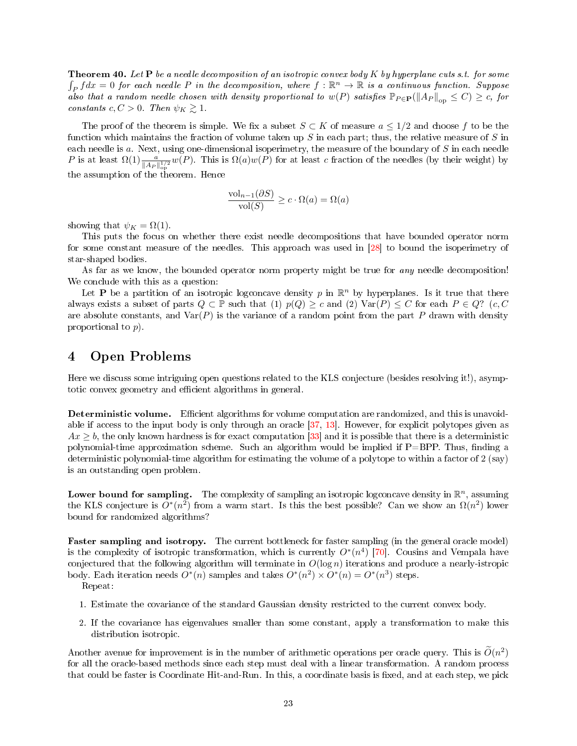**Theorem 40.** *Let* $\mathbf{P}$ *be a needle decomposition of an isotropic convex body* $K$ *by hyperplane cuts s.t. for some* $\int_P f dx = 0$ *for each needle* $P$ *in the decomposition, where* $f : \mathbb{R}^n \to \mathbb{R}$ *is a continuous function. Suppose also that a random needle chosen with density proportional to* $w(P)$ *satisfies* $\mathbb{P}_{P \in \mathbf{P}}(\|A_P\|_{\text{op}} \le C) \ge c$, *for constants* $c, C > 0$. *Then* $\psi_K \gtrsim 1$.

The proof of the theorem is simple. We fix a subset $S \subset K$ of measure $a \le 1/2$ and choose $f$ to be the function which maintains the fraction of volume taken up $S$ in each part; thus, the relative measure of $S$ in each needle is $a$. Next, using one-dimensional isoperimetry, the measure of the boundary of $S$ in each needle $P$ is at least $\Omega(1)\frac{a}{\|A_P\|_{\text{op}}^{1/2}} w(P)$. This is $\Omega(a)w(P)$ for at least $c$ fraction of the needles (by their weight) by the assumption of the theorem. Hence

$$\frac{\text{vol}_{n-1}(\partial S)}{\text{vol}(S)} \ge c \cdot \Omega(a) = \Omega(a)$$

showing that $\psi_K = \Omega(1)$.

This puts the focus on whether there exist needle decompositions that have bounded operator norm for some constant measure of the needles. This approach was used in [28] to bound the isoperimetry of star-shaped bodies.

As far as we know, the bounded operator norm property might be true for *any* needle decomposition! We conclude with this as a question:

Let $\mathbf{P}$ be a partition of an isotropic logconcave density $p$ in $\mathbb{R}^n$ by hyperplanes. Is it true that there always exists a subset of parts $Q \subset \mathbb{P}$ such that (1) $p(Q) \ge c$ and (2) $\text{Var}(P) \le C$ for each $P \in Q$? ($c, C$ are absolute constants, and $\text{Var}(P)$ is the variance of a random point from the part $P$ drawn with density proportional to $p$).

# 4 Open Problems

Here we discuss some intriguing open questions related to the KLS conjecture (besides resolving it!), asymptotic convex geometry and efficient algorithms in general.

**Deterministic volume.** Efficient algorithms for volume computation are randomized, and this is unavoidable if access to the input body is only through an oracle [37, 13]. However, for explicit polytopes given as $Ax \ge b$, the only known hardness is for exact computation [33] and it is possible that there is a deterministic polynomial-time approximation scheme. Such an algorithm would be implied if P=BPP. Thus, finding a deterministic polynomial-time algorithm for estimating the volume of a polytope to within a factor of 2 (say) is an outstanding open problem.

**Lower bound for sampling.** The complexity of sampling an isotropic logconcave density in $\mathbb{R}^n$, assuming the KLS conjecture is $O^*(n^2)$ from a warm start. Is this the best possible? Can we show an $\Omega(n^2)$ lower bound for randomized algorithms?

**Faster sampling and isotropy.** The current bottleneck for faster sampling (in the general oracle model) is the complexity of isotropic transformation, which is currently $O^*(n^4)$ [70]. Cousins and Vempala have conjectured that the following algorithm will terminate in $O(\log n)$ iterations and produce a nearly-istropic body. Each iteration needs $O^*(n)$ samples and takes $O^*(n^2) \times O^*(n) = O^*(n^3)$ steps.

Repeat:

1. Estimate the covariance of the standard Gaussian density restricted to the current convex body.
2. If the covariance has eigenvalues smaller than some constant, apply a transformation to make this distribution isotropic.

Another avenue for improvement is in the number of arithmetic operations per oracle query. This is $\widetilde{O}(n^2)$ for all the oracle-based methods since each step must deal with a linear transformation. A random process that could be faster is Coordinate Hit-and-Run. In this, a coordinate basis is fixed, and at each step, we pick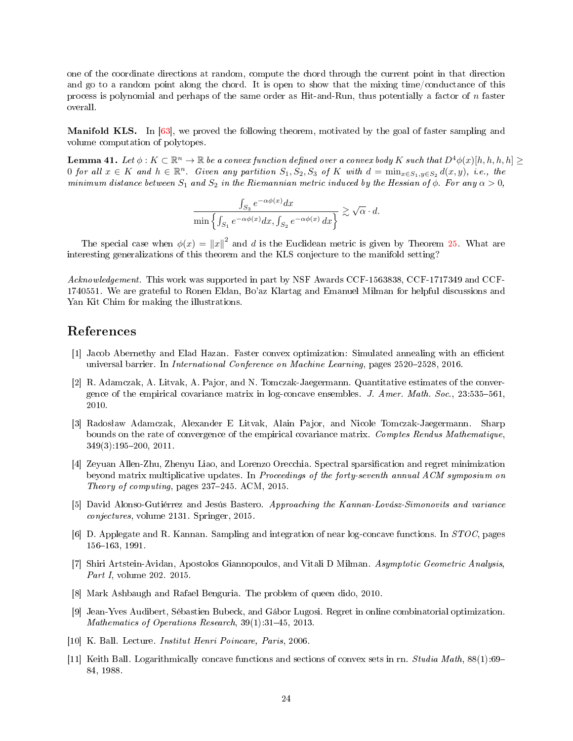one of the coordinate directions at random, compute the chord through the current point in that direction and go to a random point along the chord. It is open to show that the mixing time/conductance of this process is polynomial and perhaps of the same order as Hit-and-Run, thus potentially a factor of $n$ faster overall.

**Manifold KLS.** In [63], we proved the following theorem, motivated by the goal of faster sampling and volume computation of polytopes.

**Lemma 41.** *Let $\phi : K \subset \mathbb{R}^n \to \mathbb{R}$ be a convex function defined over a convex body $K$ such that $D^4\phi(x)[h,h,h,h] \geq 0$ for all $x \in K$ and $h \in \mathbb{R}^n$. Given any partition $S_1, S_2, S_3$ of $K$ with $d = \min_{x \in S_1, y \in S_2} d(x,y)$, i.e., the minimum distance between $S_1$ and $S_2$ in the Riemannian metric induced by the Hessian of $\phi$. For any $\alpha > 0$,*

$$\frac{\int_{S_3} e^{-\alpha\phi(x)}dx}{\min\left\{\int_{S_1} e^{-\alpha\phi(x)}dx, \int_{S_2} e^{-\alpha\phi(x)}\,dx\right\}} \gtrsim \sqrt{\alpha} \cdot d.$$

The special case when $\phi(x) = \|x\|^2$ and $d$ is the Euclidean metric is given by Theorem 25. What are interesting generalizations of this theorem and the KLS conjecture to the manifold setting?

*Acknowledgement.* This work was supported in part by NSF Awards CCF-1563838, CCF-1717349 and CCF-1740551. We are grateful to Ronen Eldan, Bo'az Klartag and Emanuel Milman for helpful discussions and Yan Kit Chim for making the illustrations.

# References

[1] Jacob Abernethy and Elad Hazan. Faster convex optimization: Simulated annealing with an efficient universal barrier. In *International Conference on Machine Learning*, pages 2520–2528, 2016.

[2] R. Adamczak, A. Litvak, A. Pajor, and N. Tomczak-Jaegermann. Quantitative estimates of the convergence of the empirical covariance matrix in log-concave ensembles. *J. Amer. Math. Soc.*, 23:535–561, 2010.

[3] Radosław Adamczak, Alexander E Litvak, Alain Pajor, and Nicole Tomczak-Jaegermann. Sharp bounds on the rate of convergence of the empirical covariance matrix. *Comptes Rendus Mathematique*, 349(3):195–200, 2011.

[4] Zeyuan Allen-Zhu, Zhenyu Liao, and Lorenzo Orecchia. Spectral sparsification and regret minimization beyond matrix multiplicative updates. In *Proceedings of the forty-seventh annual ACM symposium on Theory of computing*, pages 237–245. ACM, 2015.

[5] David Alonso-Gutiérrez and Jesús Bastero. *Approaching the Kannan-Lovász-Simonovits and variance conjectures*, volume 2131. Springer, 2015.

[6] D. Applegate and R. Kannan. Sampling and integration of near log-concave functions. In *STOC*, pages 156–163, 1991.

[7] Shiri Artstein-Avidan, Apostolos Giannopoulos, and Vitali D Milman. *Asymptotic Geometric Analysis, Part I*, volume 202. 2015.

[8] Mark Ashbaugh and Rafael Benguria. The problem of queen dido, 2010.

[9] Jean-Yves Audibert, Sébastien Bubeck, and Gábor Lugosi. Regret in online combinatorial optimization. *Mathematics of Operations Research*, 39(1):31–45, 2013.

[10] K. Ball. Lecture. *Institut Henri Poincare, Paris*, 2006.

[11] Keith Ball. Logarithmically concave functions and sections of convex sets in rn. *Studia Math*, 88(1):69–84, 1988.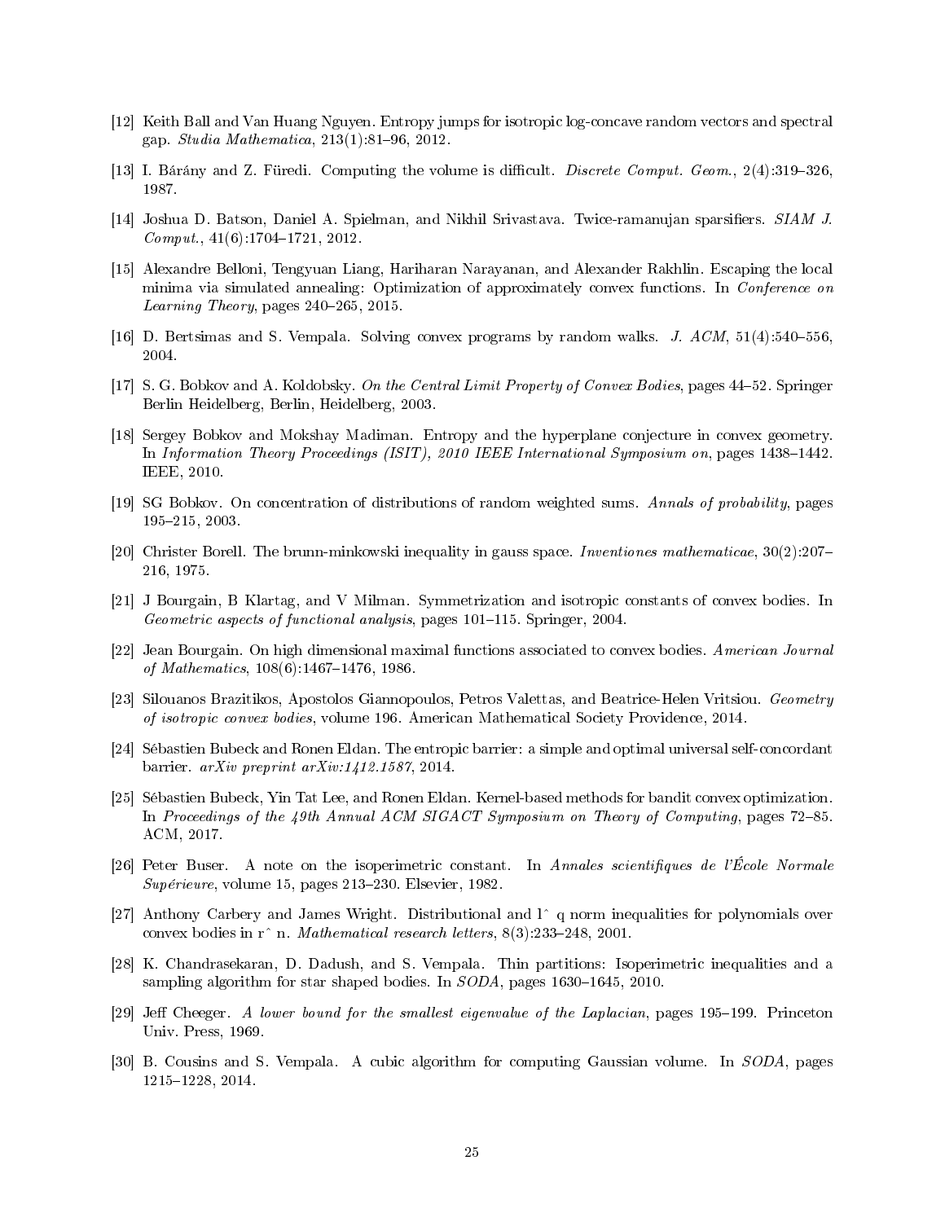[12] Keith Ball and Van Huang Nguyen. Entropy jumps for isotropic log-concave random vectors and spectral gap. *Studia Mathematica*, 213(1):81–96, 2012.

[13] I. Bárány and Z. Füredi. Computing the volume is difficult. *Discrete Comput. Geom.*, 2(4):319–326, 1987.

[14] Joshua D. Batson, Daniel A. Spielman, and Nikhil Srivastava. Twice-ramanujan sparsifiers. *SIAM J. Comput.*, 41(6):1704–1721, 2012.

[15] Alexandre Belloni, Tengyuan Liang, Hariharan Narayanan, and Alexander Rakhlin. Escaping the local minima via simulated annealing: Optimization of approximately convex functions. In *Conference on Learning Theory*, pages 240–265, 2015.

[16] D. Bertsimas and S. Vempala. Solving convex programs by random walks. *J. ACM*, 51(4):540–556, 2004.

[17] S. G. Bobkov and A. Koldobsky. *On the Central Limit Property of Convex Bodies*, pages 44–52. Springer Berlin Heidelberg, Berlin, Heidelberg, 2003.

[18] Sergey Bobkov and Mokshay Madiman. Entropy and the hyperplane conjecture in convex geometry. In *Information Theory Proceedings (ISIT), 2010 IEEE International Symposium on*, pages 1438–1442. IEEE, 2010.

[19] SG Bobkov. On concentration of distributions of random weighted sums. *Annals of probability*, pages 195–215, 2003.

[20] Christer Borell. The brunn-minkowski inequality in gauss space. *Inventiones mathematicae*, 30(2):207–216, 1975.

[21] J Bourgain, B Klartag, and V Milman. Symmetrization and isotropic constants of convex bodies. In *Geometric aspects of functional analysis*, pages 101–115. Springer, 2004.

[22] Jean Bourgain. On high dimensional maximal functions associated to convex bodies. *American Journal of Mathematics*, 108(6):1467–1476, 1986.

[23] Silouanos Brazitikos, Apostolos Giannopoulos, Petros Valettas, and Beatrice-Helen Vritsiou. *Geometry of isotropic convex bodies*, volume 196. American Mathematical Society Providence, 2014.

[24] Sébastien Bubeck and Ronen Eldan. The entropic barrier: a simple and optimal universal self-concordant barrier. *arXiv preprint arXiv:1412.1587*, 2014.

[25] Sébastien Bubeck, Yin Tat Lee, and Ronen Eldan. Kernel-based methods for bandit convex optimization. In *Proceedings of the 49th Annual ACM SIGACT Symposium on Theory of Computing*, pages 72–85. ACM, 2017.

[26] Peter Buser. A note on the isoperimetric constant. In *Annales scientifiques de l'École Normale Supérieure*, volume 15, pages 213–230. Elsevier, 1982.

[27] Anthony Carbery and James Wright. Distributional and l^ q norm inequalities for polynomials over convex bodies in r^ n. *Mathematical research letters*, 8(3):233–248, 2001.

[28] K. Chandrasekaran, D. Dadush, and S. Vempala. Thin partitions: Isoperimetric inequalities and a sampling algorithm for star shaped bodies. In *SODA*, pages 1630–1645, 2010.

[29] Jeff Cheeger. *A lower bound for the smallest eigenvalue of the Laplacian*, pages 195–199. Princeton Univ. Press, 1969.

[30] B. Cousins and S. Vempala. A cubic algorithm for computing Gaussian volume. In *SODA*, pages 1215–1228, 2014.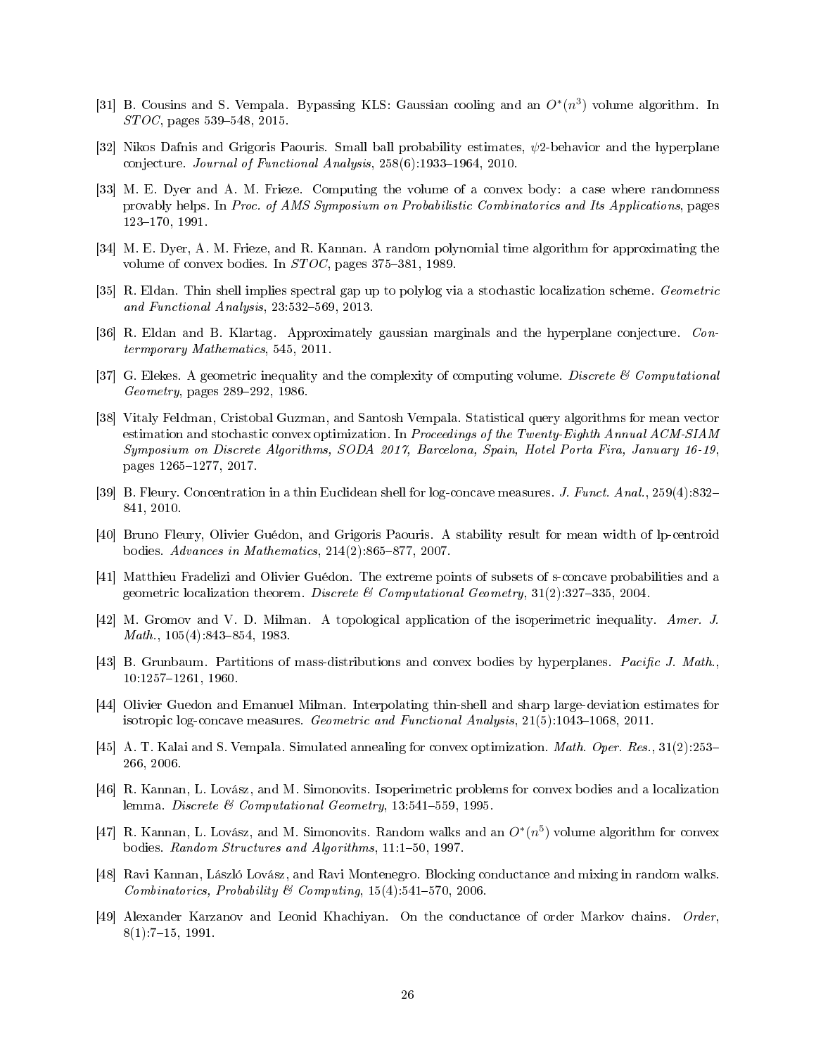[31] B. Cousins and S. Vempala. Bypassing KLS: Gaussian cooling and an $O^*(n^3)$ volume algorithm. In *STOC*, pages 539–548, 2015.

[32] Nikos Dafnis and Grigoris Paouris. Small ball probability estimates, $\psi 2$-behavior and the hyperplane conjecture. *Journal of Functional Analysis*, 258(6):1933–1964, 2010.

[33] M. E. Dyer and A. M. Frieze. Computing the volume of a convex body: a case where randomness provably helps. In *Proc. of AMS Symposium on Probabilistic Combinatorics and Its Applications*, pages 123–170, 1991.

[34] M. E. Dyer, A. M. Frieze, and R. Kannan. A random polynomial time algorithm for approximating the volume of convex bodies. In *STOC*, pages 375–381, 1989.

[35] R. Eldan. Thin shell implies spectral gap up to polylog via a stochastic localization scheme. *Geometric and Functional Analysis*, 23:532–569, 2013.

[36] R. Eldan and B. Klartag. Approximately gaussian marginals and the hyperplane conjecture. *Contermporary Mathematics*, 545, 2011.

[37] G. Elekes. A geometric inequality and the complexity of computing volume. *Discrete & Computational Geometry*, pages 289–292, 1986.

[38] Vitaly Feldman, Cristobal Guzman, and Santosh Vempala. Statistical query algorithms for mean vector estimation and stochastic convex optimization. In *Proceedings of the Twenty-Eighth Annual ACM-SIAM Symposium on Discrete Algorithms, SODA 2017, Barcelona, Spain, Hotel Porta Fira, January 16-19*, pages 1265–1277, 2017.

[39] B. Fleury. Concentration in a thin Euclidean shell for log-concave measures. *J. Funct. Anal.*, 259(4):832–841, 2010.

[40] Bruno Fleury, Olivier Guédon, and Grigoris Paouris. A stability result for mean width of lp-centroid bodies. *Advances in Mathematics*, 214(2):865–877, 2007.

[41] Matthieu Fradelizi and Olivier Guédon. The extreme points of subsets of s-concave probabilities and a geometric localization theorem. *Discrete & Computational Geometry*, 31(2):327–335, 2004.

[42] M. Gromov and V. D. Milman. A topological application of the isoperimetric inequality. *Amer. J. Math.*, 105(4):843–854, 1983.

[43] B. Grunbaum. Partitions of mass-distributions and convex bodies by hyperplanes. *Pacific J. Math.*, 10:1257–1261, 1960.

[44] Olivier Guedon and Emanuel Milman. Interpolating thin-shell and sharp large-deviation estimates for isotropic log-concave measures. *Geometric and Functional Analysis*, 21(5):1043–1068, 2011.

[45] A. T. Kalai and S. Vempala. Simulated annealing for convex optimization. *Math. Oper. Res.*, 31(2):253–266, 2006.

[46] R. Kannan, L. Lovász, and M. Simonovits. Isoperimetric problems for convex bodies and a localization lemma. *Discrete & Computational Geometry*, 13:541–559, 1995.

[47] R. Kannan, L. Lovász, and M. Simonovits. Random walks and an $O^*(n^5)$ volume algorithm for convex bodies. *Random Structures and Algorithms*, 11:1–50, 1997.

[48] Ravi Kannan, László Lovász, and Ravi Montenegro. Blocking conductance and mixing in random walks. *Combinatorics, Probability & Computing*, 15(4):541–570, 2006.

[49] Alexander Karzanov and Leonid Khachiyan. On the conductance of order Markov chains. *Order*, 8(1):7–15, 1991.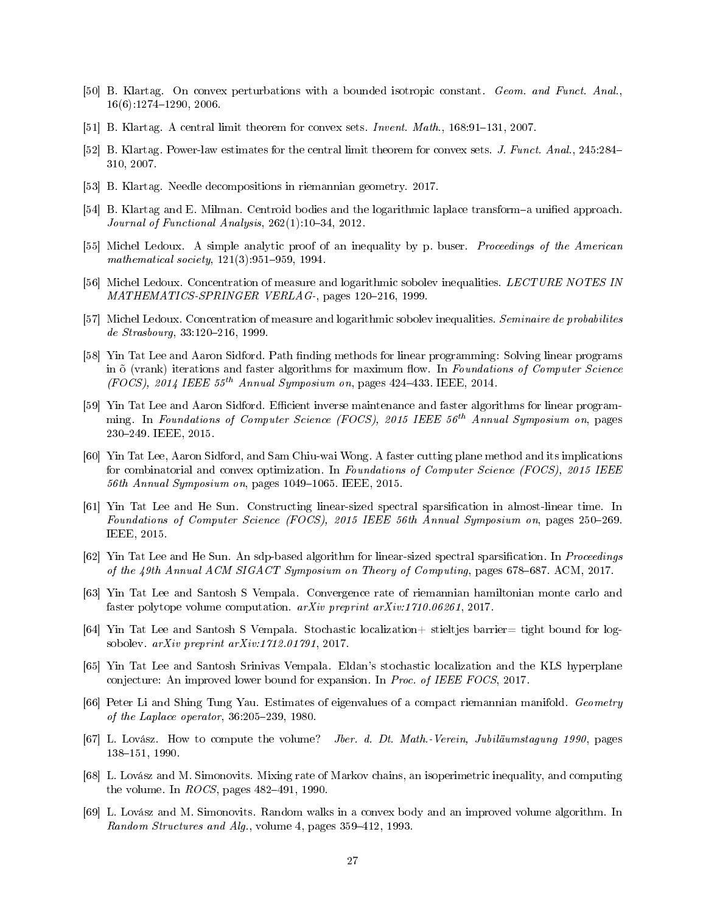[50] B. Klartag. On convex perturbations with a bounded isotropic constant. *Geom. and Funct. Anal.*, 16(6):1274–1290, 2006.

[51] B. Klartag. A central limit theorem for convex sets. *Invent. Math.*, 168:91–131, 2007.

[52] B. Klartag. Power-law estimates for the central limit theorem for convex sets. *J. Funct. Anal.*, 245:284–310, 2007.

[53] B. Klartag. Needle decompositions in riemannian geometry. 2017.

[54] B. Klartag and E. Milman. Centroid bodies and the logarithmic laplace transform–a unified approach. *Journal of Functional Analysis*, 262(1):10–34, 2012.

[55] Michel Ledoux. A simple analytic proof of an inequality by p. buser. *Proceedings of the American mathematical society*, 121(3):951–959, 1994.

[56] Michel Ledoux. Concentration of measure and logarithmic sobolev inequalities. *LECTURE NOTES IN MATHEMATICS-SPRINGER VERLAG-*, pages 120–216, 1999.

[57] Michel Ledoux. Concentration of measure and logarithmic sobolev inequalities. *Seminaire de probabilites de Strasbourg*, 33:120–216, 1999.

[58] Yin Tat Lee and Aaron Sidford. Path finding methods for linear programming: Solving linear programs in õ (vrank) iterations and faster algorithms for maximum flow. In *Foundations of Computer Science (FOCS), 2014 IEEE 55$^{th}$ Annual Symposium on*, pages 424–433. IEEE, 2014.

[59] Yin Tat Lee and Aaron Sidford. Efficient inverse maintenance and faster algorithms for linear programming. In *Foundations of Computer Science (FOCS), 2015 IEEE 56$^{th}$ Annual Symposium on*, pages 230–249. IEEE, 2015.

[60] Yin Tat Lee, Aaron Sidford, and Sam Chiu-wai Wong. A faster cutting plane method and its implications for combinatorial and convex optimization. In *Foundations of Computer Science (FOCS), 2015 IEEE 56th Annual Symposium on*, pages 1049–1065. IEEE, 2015.

[61] Yin Tat Lee and He Sun. Constructing linear-sized spectral sparsification in almost-linear time. In *Foundations of Computer Science (FOCS), 2015 IEEE 56th Annual Symposium on*, pages 250–269. IEEE, 2015.

[62] Yin Tat Lee and He Sun. An sdp-based algorithm for linear-sized spectral sparsification. In *Proceedings of the 49th Annual ACM SIGACT Symposium on Theory of Computing*, pages 678–687. ACM, 2017.

[63] Yin Tat Lee and Santosh S Vempala. Convergence rate of riemannian hamiltonian monte carlo and faster polytope volume computation. *arXiv preprint arXiv:1710.06261*, 2017.

[64] Yin Tat Lee and Santosh S Vempala. Stochastic localization+ stieltjes barrier= tight bound for log-sobolev. *arXiv preprint arXiv:1712.01791*, 2017.

[65] Yin Tat Lee and Santosh Srinivas Vempala. Eldan's stochastic localization and the KLS hyperplane conjecture: An improved lower bound for expansion. In *Proc. of IEEE FOCS*, 2017.

[66] Peter Li and Shing Tung Yau. Estimates of eigenvalues of a compact riemannian manifold. *Geometry of the Laplace operator*, 36:205–239, 1980.

[67] L. Lovász. How to compute the volume? *Jber. d. Dt. Math.-Verein, Jubiläumstagung 1990*, pages 138–151, 1990.

[68] L. Lovász and M. Simonovits. Mixing rate of Markov chains, an isoperimetric inequality, and computing the volume. In *ROCS*, pages 482–491, 1990.

[69] L. Lovász and M. Simonovits. Random walks in a convex body and an improved volume algorithm. In *Random Structures and Alg.*, volume 4, pages 359–412, 1993.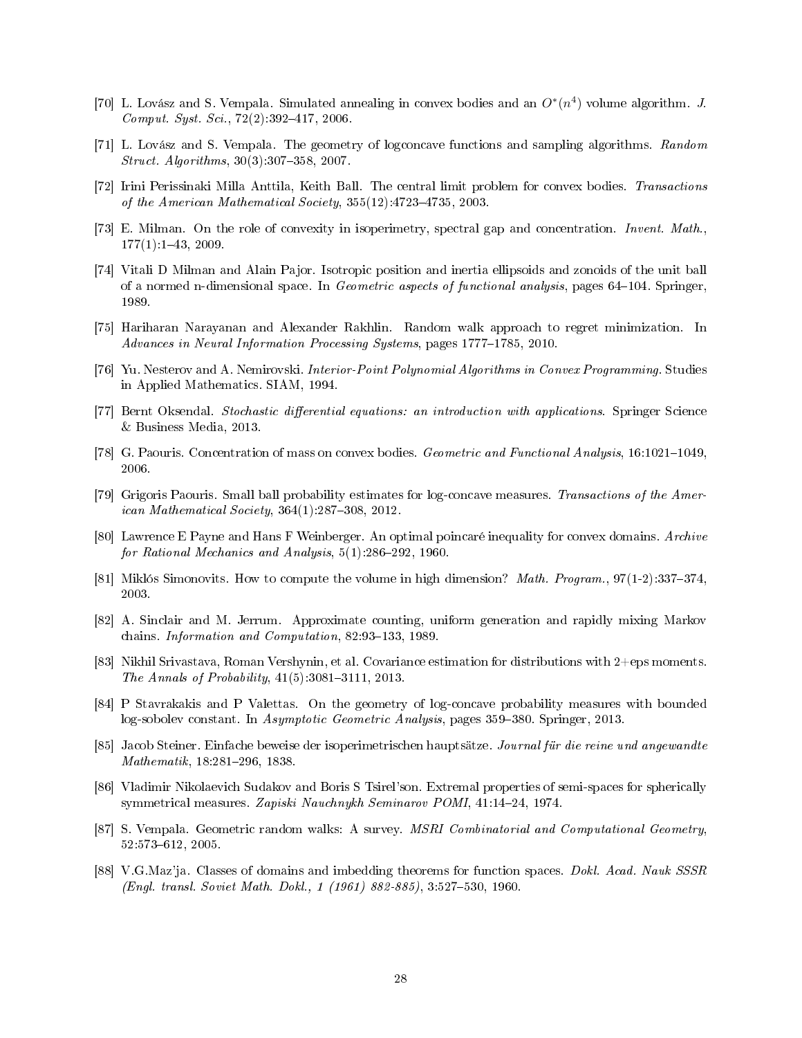[70] L. Lovász and S. Vempala. Simulated annealing in convex bodies and an $O^*(n^4)$ volume algorithm. *J. Comput. Syst. Sci.*, 72(2):392–417, 2006.

[71] L. Lovász and S. Vempala. The geometry of logconcave functions and sampling algorithms. *Random Struct. Algorithms*, 30(3):307–358, 2007.

[72] Irini Perissinaki Milla Anttila, Keith Ball. The central limit problem for convex bodies. *Transactions of the American Mathematical Society*, 355(12):4723–4735, 2003.

[73] E. Milman. On the role of convexity in isoperimetry, spectral gap and concentration. *Invent. Math.*, 177(1):1–43, 2009.

[74] Vitali D Milman and Alain Pajor. Isotropic position and inertia ellipsoids and zonoids of the unit ball of a normed n-dimensional space. In *Geometric aspects of functional analysis*, pages 64–104. Springer, 1989.

[75] Hariharan Narayanan and Alexander Rakhlin. Random walk approach to regret minimization. In *Advances in Neural Information Processing Systems*, pages 1777–1785, 2010.

[76] Yu. Nesterov and A. Nemirovski. *Interior-Point Polynomial Algorithms in Convex Programming*. Studies in Applied Mathematics. SIAM, 1994.

[77] Bernt Oksendal. *Stochastic differential equations: an introduction with applications*. Springer Science & Business Media, 2013.

[78] G. Paouris. Concentration of mass on convex bodies. *Geometric and Functional Analysis*, 16:1021–1049, 2006.

[79] Grigoris Paouris. Small ball probability estimates for log-concave measures. *Transactions of the American Mathematical Society*, 364(1):287–308, 2012.

[80] Lawrence E Payne and Hans F Weinberger. An optimal poincaré inequality for convex domains. *Archive for Rational Mechanics and Analysis*, 5(1):286–292, 1960.

[81] Miklós Simonovits. How to compute the volume in high dimension? *Math. Program.*, 97(1-2):337–374, 2003.

[82] A. Sinclair and M. Jerrum. Approximate counting, uniform generation and rapidly mixing Markov chains. *Information and Computation*, 82:93–133, 1989.

[83] Nikhil Srivastava, Roman Vershynin, et al. Covariance estimation for distributions with 2+eps moments. *The Annals of Probability*, 41(5):3081–3111, 2013.

[84] P Stavrakakis and P Valettas. On the geometry of log-concave probability measures with bounded log-sobolev constant. In *Asymptotic Geometric Analysis*, pages 359–380. Springer, 2013.

[85] Jacob Steiner. Einfache beweise der isoperimetrischen hauptsätze. *Journal für die reine und angewandte Mathematik*, 18:281–296, 1838.

[86] Vladimir Nikolaevich Sudakov and Boris S Tsirel'son. Extremal properties of semi-spaces for spherically symmetrical measures. *Zapiski Nauchnykh Seminarov POMI*, 41:14–24, 1974.

[87] S. Vempala. Geometric random walks: A survey. *MSRI Combinatorial and Computational Geometry*, 52:573–612, 2005.

[88] V.G.Maz'ja. Classes of domains and imbedding theorems for function spaces. *Dokl. Acad. Nauk SSSR (Engl. transl. Soviet Math. Dokl., 1 (1961) 882-885)*, 3:527–530, 1960.